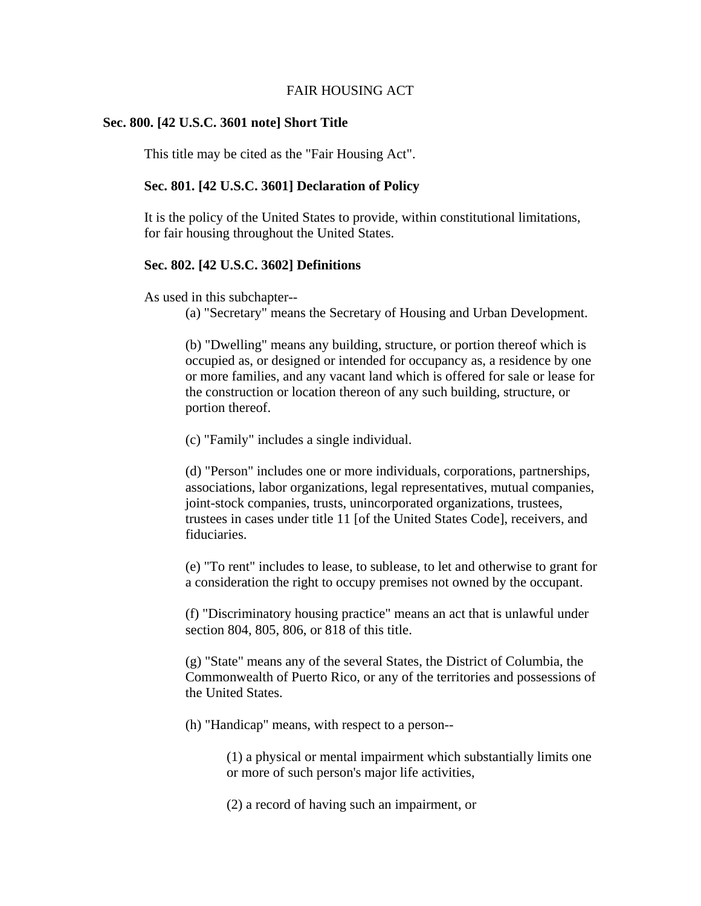# FAIR HOUSING ACT

## Sec. 800. [42 U.S.C. 3601 note] Short Title

This title may be cited as the "Fair Housing Act".

### Sec. 801. [42 U.S.C. 3601] Declaration of Policy

It is the policy of the United States to provide, within constitutional limitations, for fair housing throughout the United States.

### Sec. 802. [42 U.S.C. 3602] Definitions

As used in this subchapter--

(a) "Secretary" means the Secretary of Housing and Urban Development.

(b) "Dwelling" means any building, structure, or portion thereof which is occupied as, or designed or intended for occupancy as, a residence by one or more families, and any vacant land which is offered for sale or lease for the construction or location thereon of any such building, structure, or portion thereof.

(c) "Family" includes a single individual.

(d) "Person" includes one or more individuals, corporations, partnerships, associations, labor organizations, legal representatives, mutual companies, joint-stock companies, trusts, unincorporated organizations, trustees, trustees in cases under title 11 [of the United States Code], receivers, and fiduciaries.

(e) "To rent" includes to lease, to sublease, to let and otherwise to grant for a consideration the right to occupy premises not owned by the occupant.

(f) "Discriminatory housing practice" means an act that is unlawful under section 804, 805, 806, or 818 of this title.

(g) "State" means any of the several States, the District of Columbia, the Commonwealth of Puerto Rico, or any of the territories and possessions of the United States.

(h) "Handicap" means, with respect to a person--

(1) a physical or mental impairment which substantially limits one or more of such person's major life activities,

(2) a record of having such an impairment, or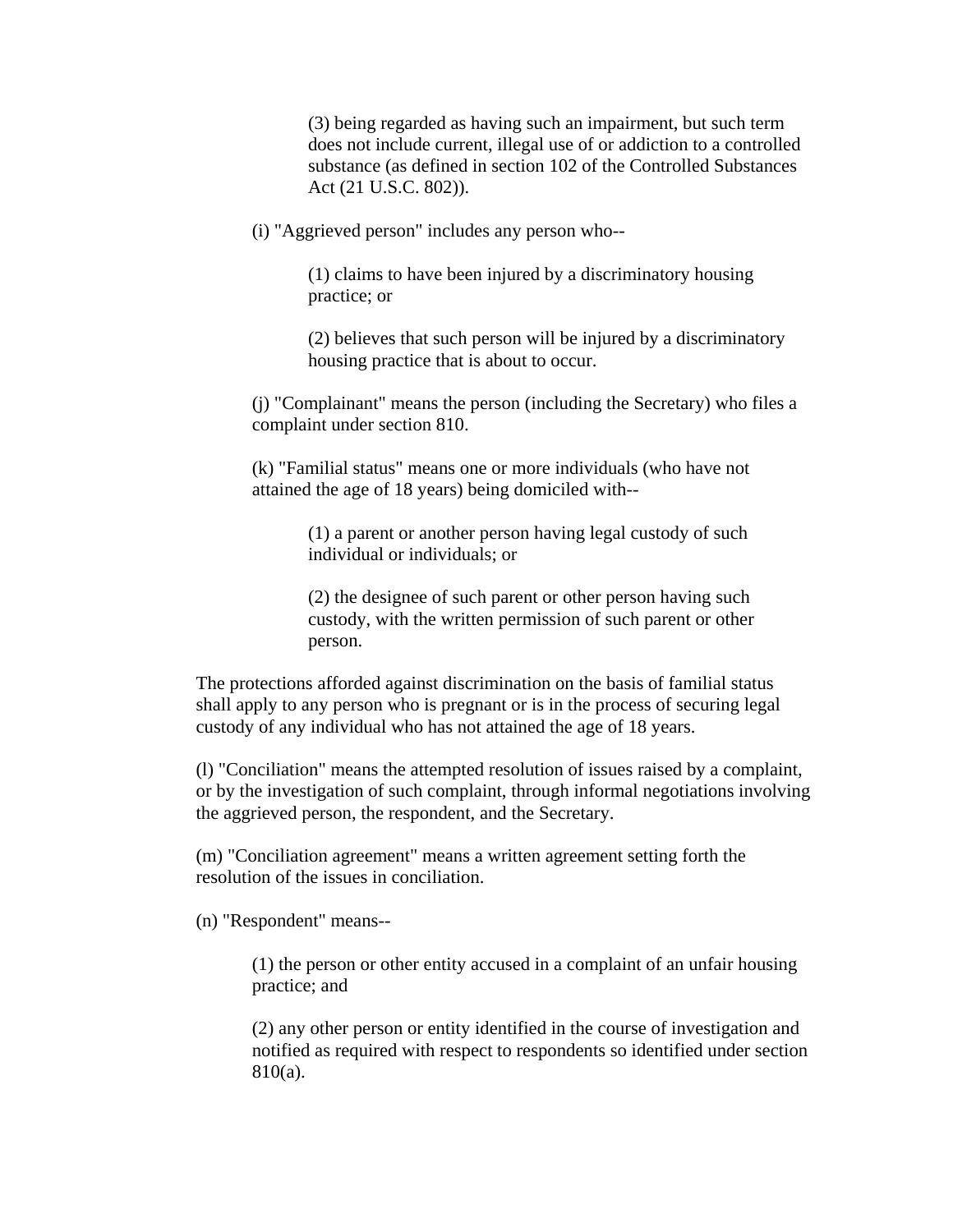(3) being regarded as having such an impairment, but such term does not include current, illegal use of or addiction to a controlled substance (as defined in section 102 of the Controlled Substances Act (21 U.S.C. 802)).

(i) "Aggrieved person" includes any person who--

(1) claims to have been injured by a discriminatory housing practice; or

(2) believes that such person will be injured by a discriminatory housing practice that is about to occur.

(j) "Complainant" means the person (including the Secretary) who files a complaint under section 810.

(k) "Familial status" means one or more individuals (who have not attained the age of 18 years) being domiciled with--

(1) a parent or another person having legal custody of such individual or individuals; or

(2) the designee of such parent or other person having such custody, with the written permission of such parent or other person.

The protections afforded against discrimination on the basis of familial status shall apply to any person who is pregnant or is in the process of securing legal custody of any individual who has not attained the age of 18 years.

(l) "Conciliation" means the attempted resolution of issues raised by a complaint, or by the investigation of such complaint, through informal negotiations involving the aggrieved person, the respondent, and the Secretary.

(m) "Conciliation agreement" means a written agreement setting forth the resolution of the issues in conciliation.

(n) "Respondent" means--

(1) the person or other entity accused in a complaint of an unfair housing practice; and

(2) any other person or entity identified in the course of investigation and notified as required with respect to respondents so identified under section 810(a).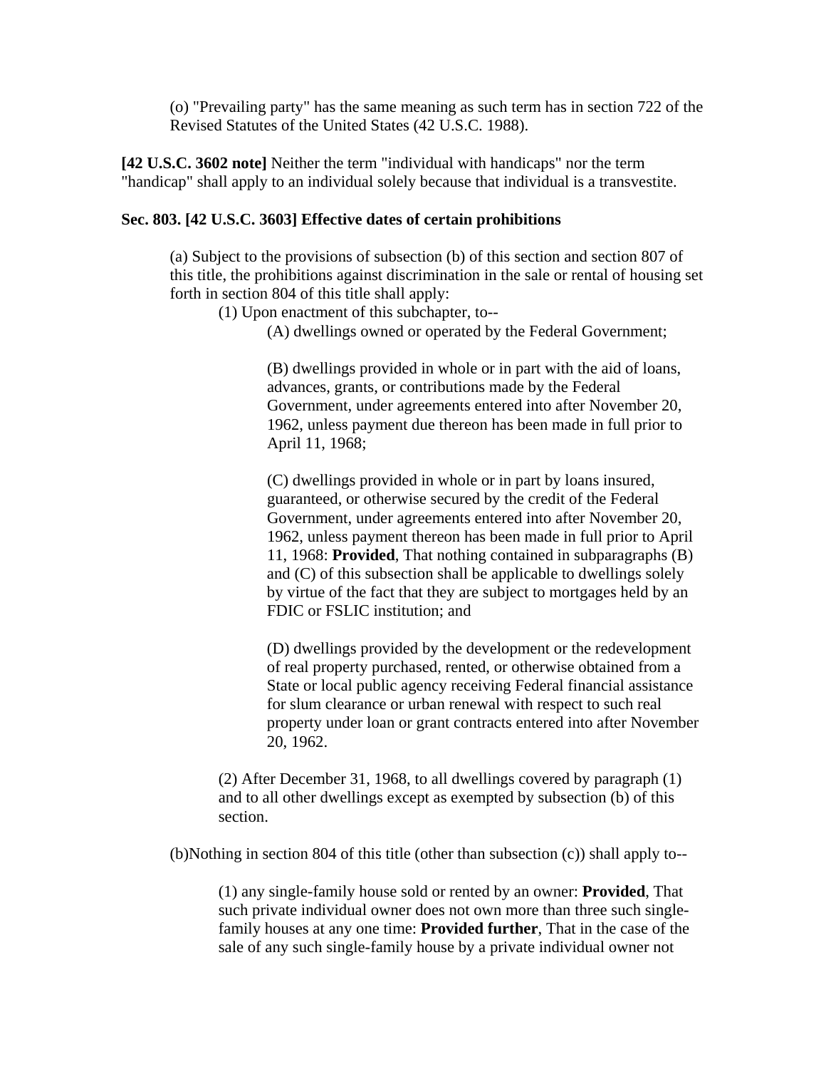(o) "Prevailing party" has the same meaning as such term has in section 722 of the Revised Statutes of the United States (42 U.S.C. 1988).

**[42 U.S.C. 3602 note]** Neither the term "individual with handicaps" nor the term "handicap" shall apply to an individual solely because that individual is a transvestite.

**Sec. 803. [42 U.S.C. 3603] Effective dates of certain prohibitions**

(a) Subject to the provisions of subsection (b) of this section and section 807 of this title, the prohibitions against discrimination in the sale or rental of housing set forth in section 804 of this title shall apply:

(1) Upon enactment of this subchapter, to--

(A) dwellings owned or operated by the Federal Government;

(B) dwellings provided in whole or in part with the aid of loans, advances, grants, or contributions made by the Federal Government, under agreements entered into after November 20, 1962, unless payment due thereon has been made in full prior to April 11, 1968;

(C) dwellings provided in whole or in part by loans insured, guaranteed, or otherwise secured by the credit of the Federal Government, under agreements entered into after November 20, 1962, unless payment thereon has been made in full prior to April 11, 1968: **Provided**, That nothing contained in subparagraphs (B) and (C) of this subsection shall be applicable to dwellings solely by virtue of the fact that they are subject to mortgages held by an FDIC or FSLIC institution; and

(D) dwellings provided by the development or the redevelopment of real property purchased, rented, or otherwise obtained from a State or local public agency receiving Federal financial assistance for slum clearance or urban renewal with respect to such real property under loan or grant contracts entered into after November 20, 1962.

(2) After December 31, 1968, to all dwellings covered by paragraph (1) and to all other dwellings except as exempted by subsection (b) of this section.

(b)Nothing in section 804 of this title (other than subsection (c)) shall apply to--

(1) any single-family house sold or rented by an owner: **Provided**, That such private individual owner does not own more than three such single-family houses at any one time: **Provided further**, That in the case of the sale of any such single-family house by a private individual owner not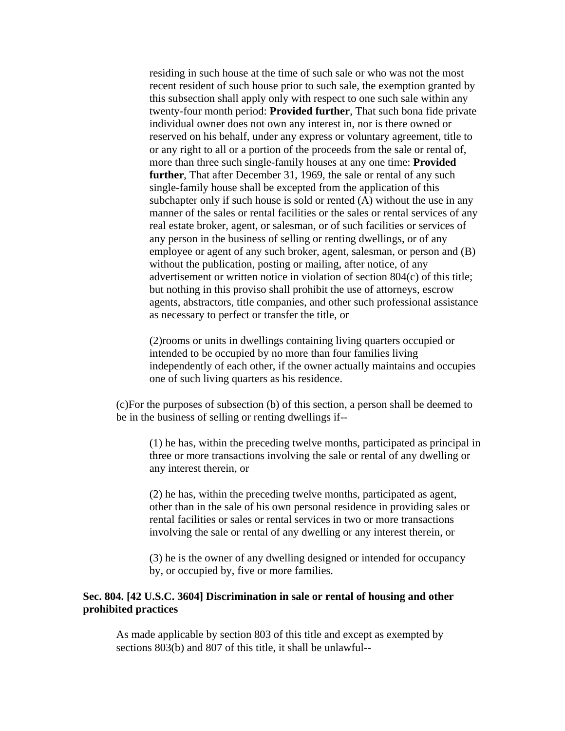residing in such house at the time of such sale or who was not the most recent resident of such house prior to such sale, the exemption granted by this subsection shall apply only with respect to one such sale within any twenty-four month period: **Provided further**, That such bona fide private individual owner does not own any interest in, nor is there owned or reserved on his behalf, under any express or voluntary agreement, title to or any right to all or a portion of the proceeds from the sale or rental of, more than three such single-family houses at any one time: **Provided further**, That after December 31, 1969, the sale or rental of any such single-family house shall be excepted from the application of this subchapter only if such house is sold or rented (A) without the use in any manner of the sales or rental facilities or the sales or rental services of any real estate broker, agent, or salesman, or of such facilities or services of any person in the business of selling or renting dwellings, or of any employee or agent of any such broker, agent, salesman, or person and (B) without the publication, posting or mailing, after notice, of any advertisement or written notice in violation of section 804(c) of this title; but nothing in this proviso shall prohibit the use of attorneys, escrow agents, abstractors, title companies, and other such professional assistance as necessary to perfect or transfer the title, or

(2)rooms or units in dwellings containing living quarters occupied or intended to be occupied by no more than four families living independently of each other, if the owner actually maintains and occupies one of such living quarters as his residence.

(c)For the purposes of subsection (b) of this section, a person shall be deemed to be in the business of selling or renting dwellings if--

(1) he has, within the preceding twelve months, participated as principal in three or more transactions involving the sale or rental of any dwelling or any interest therein, or

(2) he has, within the preceding twelve months, participated as agent, other than in the sale of his own personal residence in providing sales or rental facilities or sales or rental services in two or more transactions involving the sale or rental of any dwelling or any interest therein, or

(3) he is the owner of any dwelling designed or intended for occupancy by, or occupied by, five or more families.

### Sec. 804. [42 U.S.C. 3604] Discrimination in sale or rental of housing and other prohibited practices

As made applicable by section 803 of this title and except as exempted by sections 803(b) and 807 of this title, it shall be unlawful--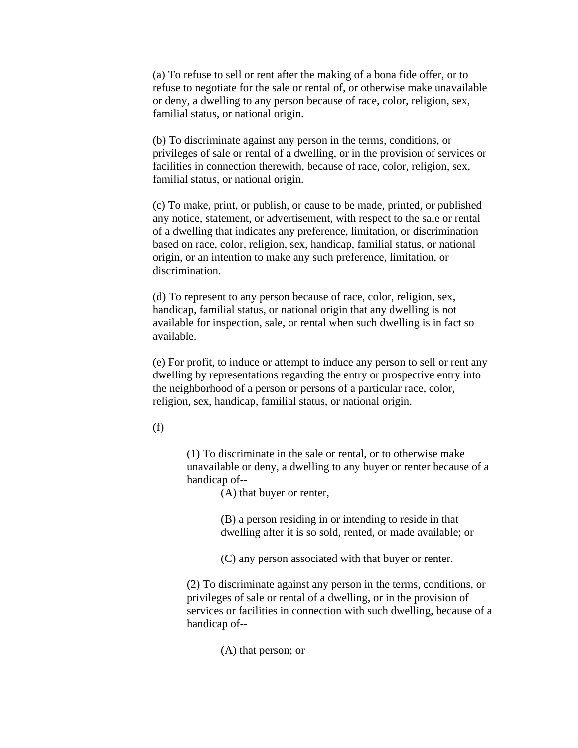(a) To refuse to sell or rent after the making of a bona fide offer, or to refuse to negotiate for the sale or rental of, or otherwise make unavailable or deny, a dwelling to any person because of race, color, religion, sex, familial status, or national origin.

(b) To discriminate against any person in the terms, conditions, or privileges of sale or rental of a dwelling, or in the provision of services or facilities in connection therewith, because of race, color, religion, sex, familial status, or national origin.

(c) To make, print, or publish, or cause to be made, printed, or published any notice, statement, or advertisement, with respect to the sale or rental of a dwelling that indicates any preference, limitation, or discrimination based on race, color, religion, sex, handicap, familial status, or national origin, or an intention to make any such preference, limitation, or discrimination.

(d) To represent to any person because of race, color, religion, sex, handicap, familial status, or national origin that any dwelling is not available for inspection, sale, or rental when such dwelling is in fact so available.

(e) For profit, to induce or attempt to induce any person to sell or rent any dwelling by representations regarding the entry or prospective entry into the neighborhood of a person or persons of a particular race, color, religion, sex, handicap, familial status, or national origin.

(f)

> (1) To discriminate in the sale or rental, or to otherwise make unavailable or deny, a dwelling to any buyer or renter because of a handicap of--
>
> > (A) that buyer or renter,
> >
> > (B) a person residing in or intending to reside in that dwelling after it is so sold, rented, or made available; or
> >
> > (C) any person associated with that buyer or renter.
>
> (2) To discriminate against any person in the terms, conditions, or privileges of sale or rental of a dwelling, or in the provision of services or facilities in connection with such dwelling, because of a handicap of--
>
> > (A) that person; or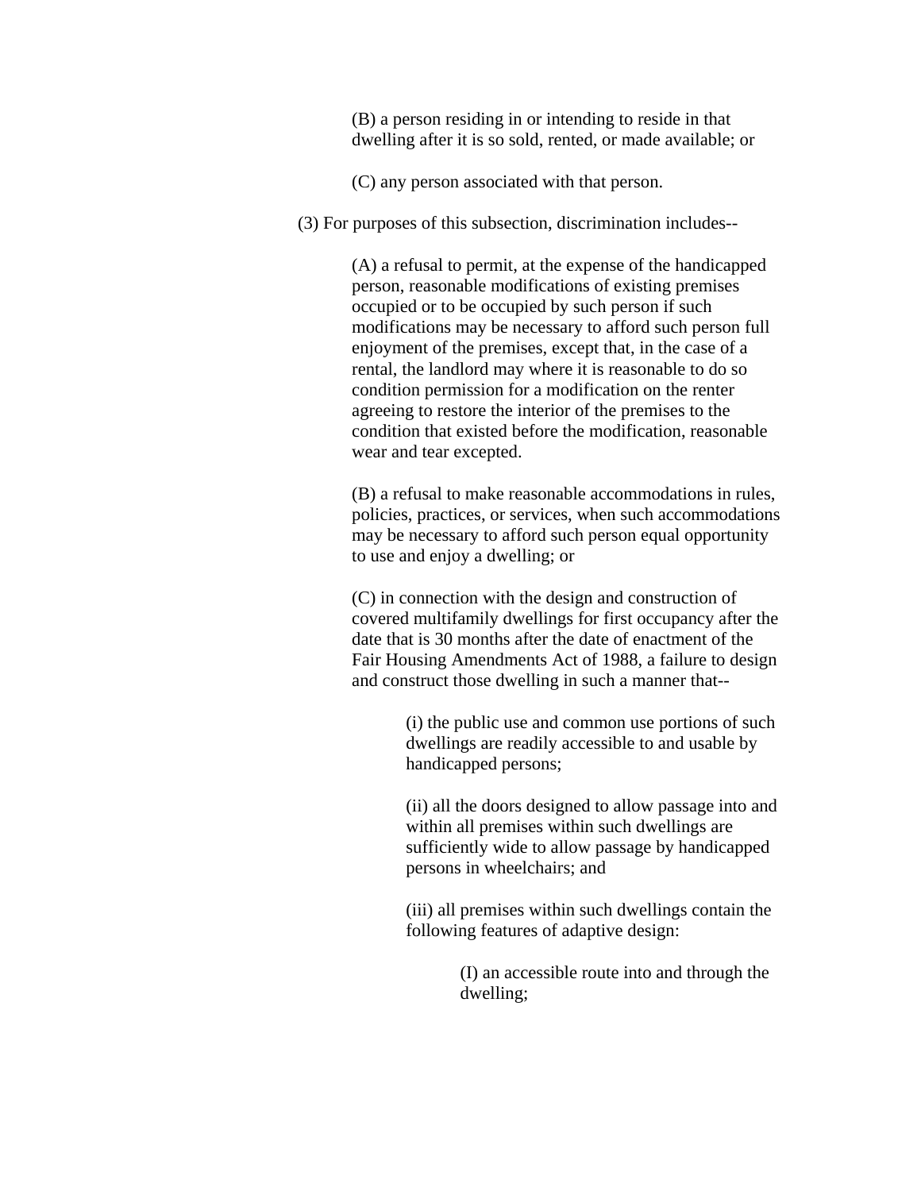(B) a person residing in or intending to reside in that dwelling after it is so sold, rented, or made available; or

(C) any person associated with that person.

(3) For purposes of this subsection, discrimination includes--

(A) a refusal to permit, at the expense of the handicapped person, reasonable modifications of existing premises occupied or to be occupied by such person if such modifications may be necessary to afford such person full enjoyment of the premises, except that, in the case of a rental, the landlord may where it is reasonable to do so condition permission for a modification on the renter agreeing to restore the interior of the premises to the condition that existed before the modification, reasonable wear and tear excepted.

(B) a refusal to make reasonable accommodations in rules, policies, practices, or services, when such accommodations may be necessary to afford such person equal opportunity to use and enjoy a dwelling; or

(C) in connection with the design and construction of covered multifamily dwellings for first occupancy after the date that is 30 months after the date of enactment of the Fair Housing Amendments Act of 1988, a failure to design and construct those dwelling in such a manner that--

(i) the public use and common use portions of such dwellings are readily accessible to and usable by handicapped persons;

(ii) all the doors designed to allow passage into and within all premises within such dwellings are sufficiently wide to allow passage by handicapped persons in wheelchairs; and

(iii) all premises within such dwellings contain the following features of adaptive design:

(I) an accessible route into and through the dwelling;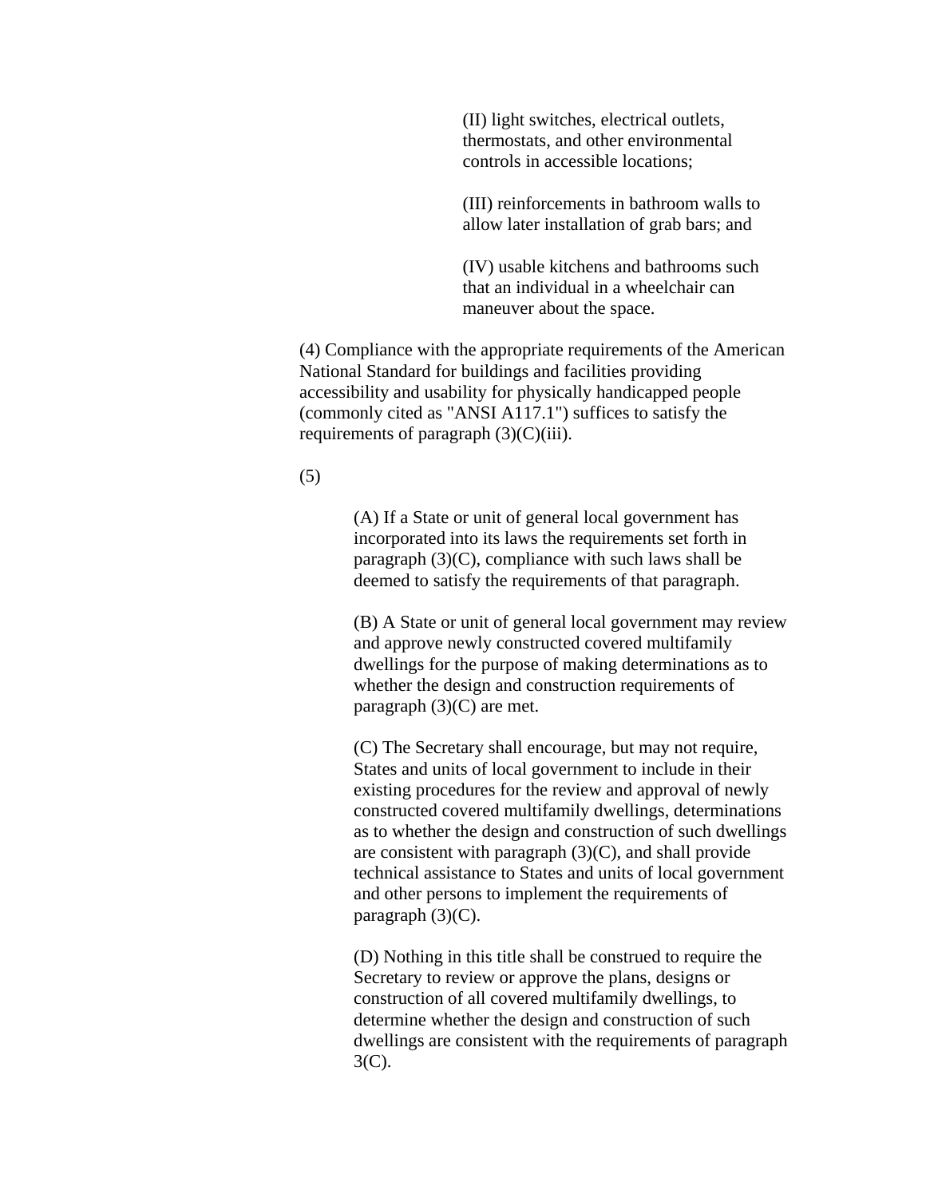(II) light switches, electrical outlets, thermostats, and other environmental controls in accessible locations;

(III) reinforcements in bathroom walls to allow later installation of grab bars; and

(IV) usable kitchens and bathrooms such that an individual in a wheelchair can maneuver about the space.

(4) Compliance with the appropriate requirements of the American National Standard for buildings and facilities providing accessibility and usability for physically handicapped people (commonly cited as "ANSI A117.1") suffices to satisfy the requirements of paragraph (3)(C)(iii).

(5)

(A) If a State or unit of general local government has incorporated into its laws the requirements set forth in paragraph (3)(C), compliance with such laws shall be deemed to satisfy the requirements of that paragraph.

(B) A State or unit of general local government may review and approve newly constructed covered multifamily dwellings for the purpose of making determinations as to whether the design and construction requirements of paragraph (3)(C) are met.

(C) The Secretary shall encourage, but may not require, States and units of local government to include in their existing procedures for the review and approval of newly constructed covered multifamily dwellings, determinations as to whether the design and construction of such dwellings are consistent with paragraph (3)(C), and shall provide technical assistance to States and units of local government and other persons to implement the requirements of paragraph (3)(C).

(D) Nothing in this title shall be construed to require the Secretary to review or approve the plans, designs or construction of all covered multifamily dwellings, to determine whether the design and construction of such dwellings are consistent with the requirements of paragraph 3(C).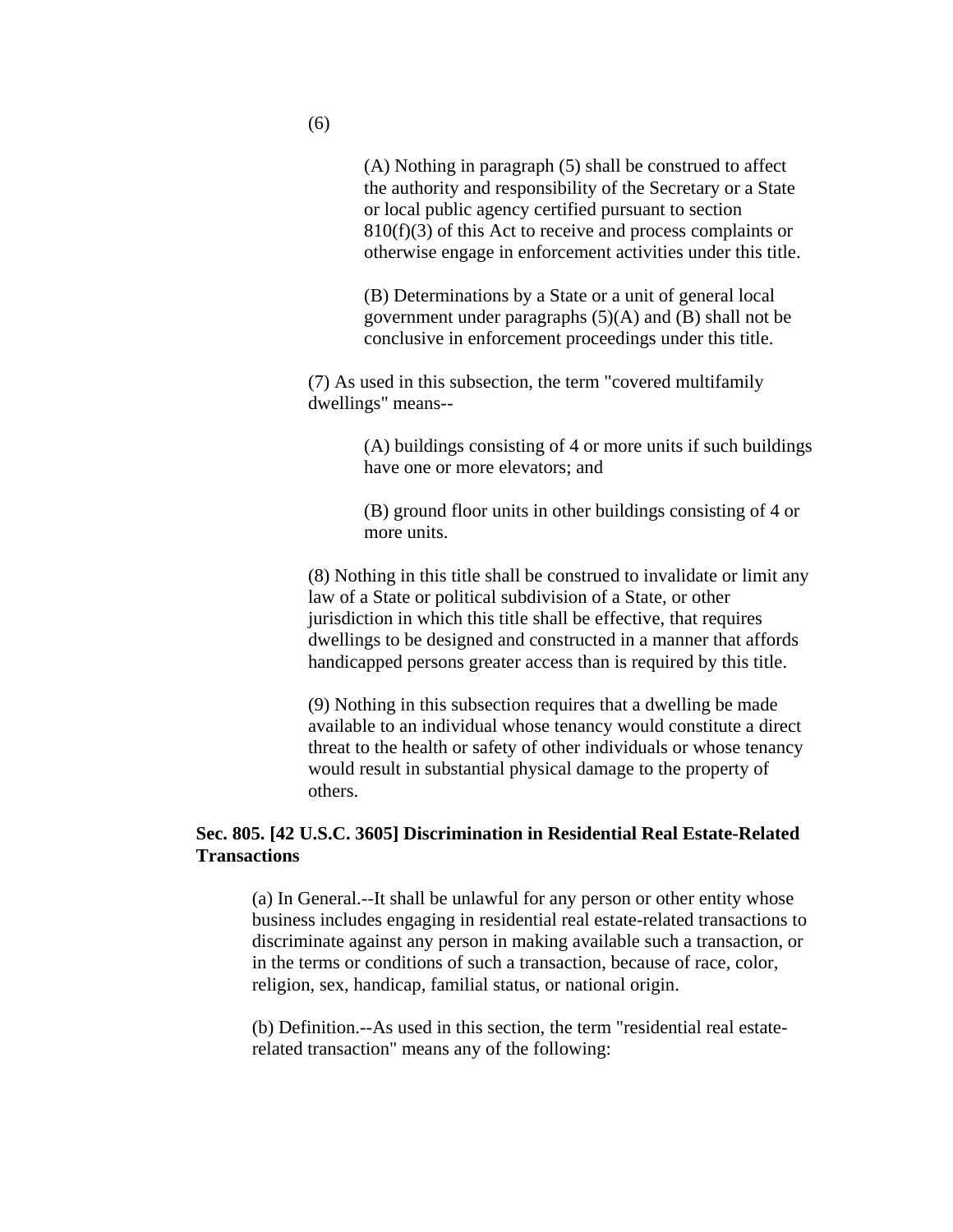(6)

(A) Nothing in paragraph (5) shall be construed to affect the authority and responsibility of the Secretary or a State or local public agency certified pursuant to section 810(f)(3) of this Act to receive and process complaints or otherwise engage in enforcement activities under this title.

(B) Determinations by a State or a unit of general local government under paragraphs (5)(A) and (B) shall not be conclusive in enforcement proceedings under this title.

(7) As used in this subsection, the term "covered multifamily dwellings" means--

(A) buildings consisting of 4 or more units if such buildings have one or more elevators; and

(B) ground floor units in other buildings consisting of 4 or more units.

(8) Nothing in this title shall be construed to invalidate or limit any law of a State or political subdivision of a State, or other jurisdiction in which this title shall be effective, that requires dwellings to be designed and constructed in a manner that affords handicapped persons greater access than is required by this title.

(9) Nothing in this subsection requires that a dwelling be made available to an individual whose tenancy would constitute a direct threat to the health or safety of other individuals or whose tenancy would result in substantial physical damage to the property of others.

**Sec. 805. [42 U.S.C. 3605] Discrimination in Residential Real Estate-Related Transactions**

(a) In General.--It shall be unlawful for any person or other entity whose business includes engaging in residential real estate-related transactions to discriminate against any person in making available such a transaction, or in the terms or conditions of such a transaction, because of race, color, religion, sex, handicap, familial status, or national origin.

(b) Definition.--As used in this section, the term "residential real estate-related transaction" means any of the following: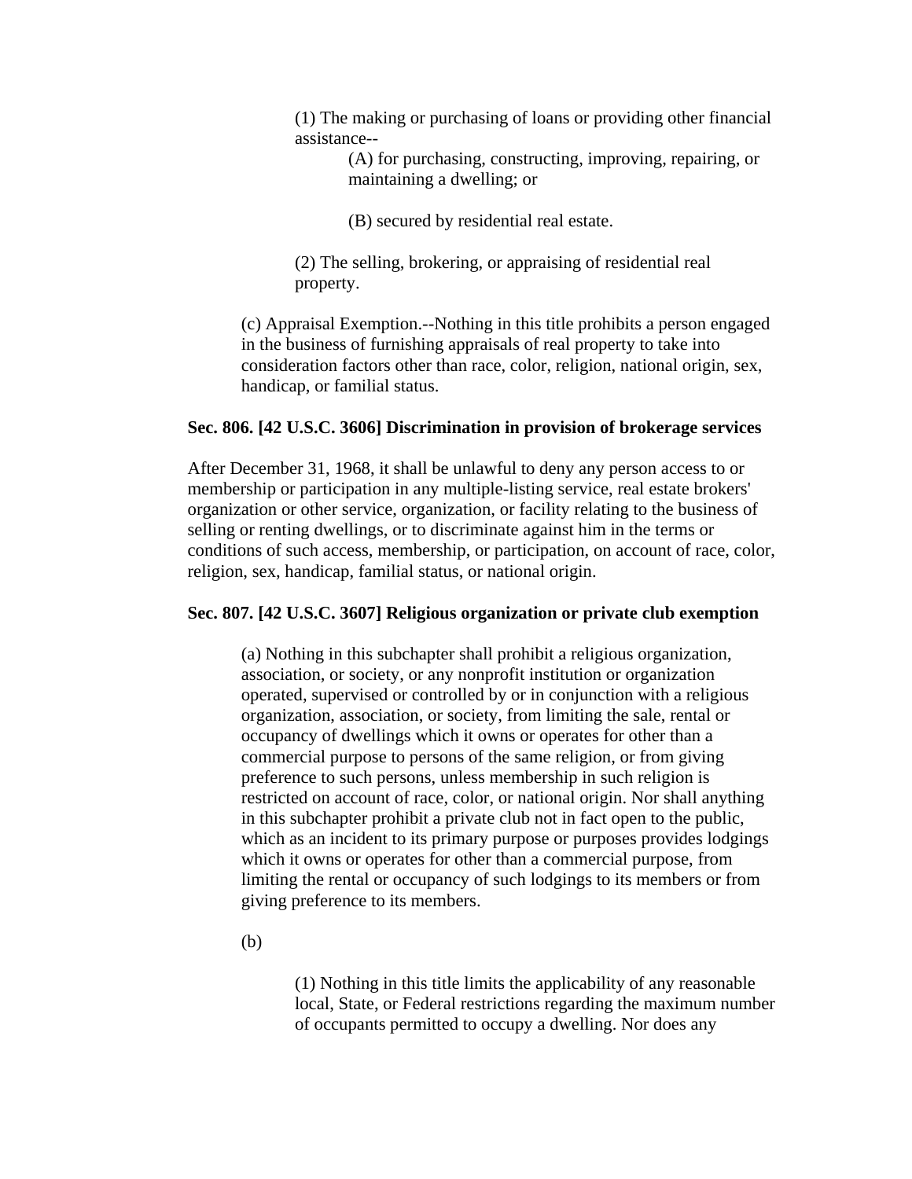(1) The making or purchasing of loans or providing other financial assistance--

(A) for purchasing, constructing, improving, repairing, or maintaining a dwelling; or

(B) secured by residential real estate.

(2) The selling, brokering, or appraising of residential real property.

(c) Appraisal Exemption.--Nothing in this title prohibits a person engaged in the business of furnishing appraisals of real property to take into consideration factors other than race, color, religion, national origin, sex, handicap, or familial status.

**Sec. 806. [42 U.S.C. 3606] Discrimination in provision of brokerage services**

After December 31, 1968, it shall be unlawful to deny any person access to or membership or participation in any multiple-listing service, real estate brokers' organization or other service, organization, or facility relating to the business of selling or renting dwellings, or to discriminate against him in the terms or conditions of such access, membership, or participation, on account of race, color, religion, sex, handicap, familial status, or national origin.

**Sec. 807. [42 U.S.C. 3607] Religious organization or private club exemption**

(a) Nothing in this subchapter shall prohibit a religious organization, association, or society, or any nonprofit institution or organization operated, supervised or controlled by or in conjunction with a religious organization, association, or society, from limiting the sale, rental or occupancy of dwellings which it owns or operates for other than a commercial purpose to persons of the same religion, or from giving preference to such persons, unless membership in such religion is restricted on account of race, color, or national origin. Nor shall anything in this subchapter prohibit a private club not in fact open to the public, which as an incident to its primary purpose or purposes provides lodgings which it owns or operates for other than a commercial purpose, from limiting the rental or occupancy of such lodgings to its members or from giving preference to its members.

(b)

(1) Nothing in this title limits the applicability of any reasonable local, State, or Federal restrictions regarding the maximum number of occupants permitted to occupy a dwelling. Nor does any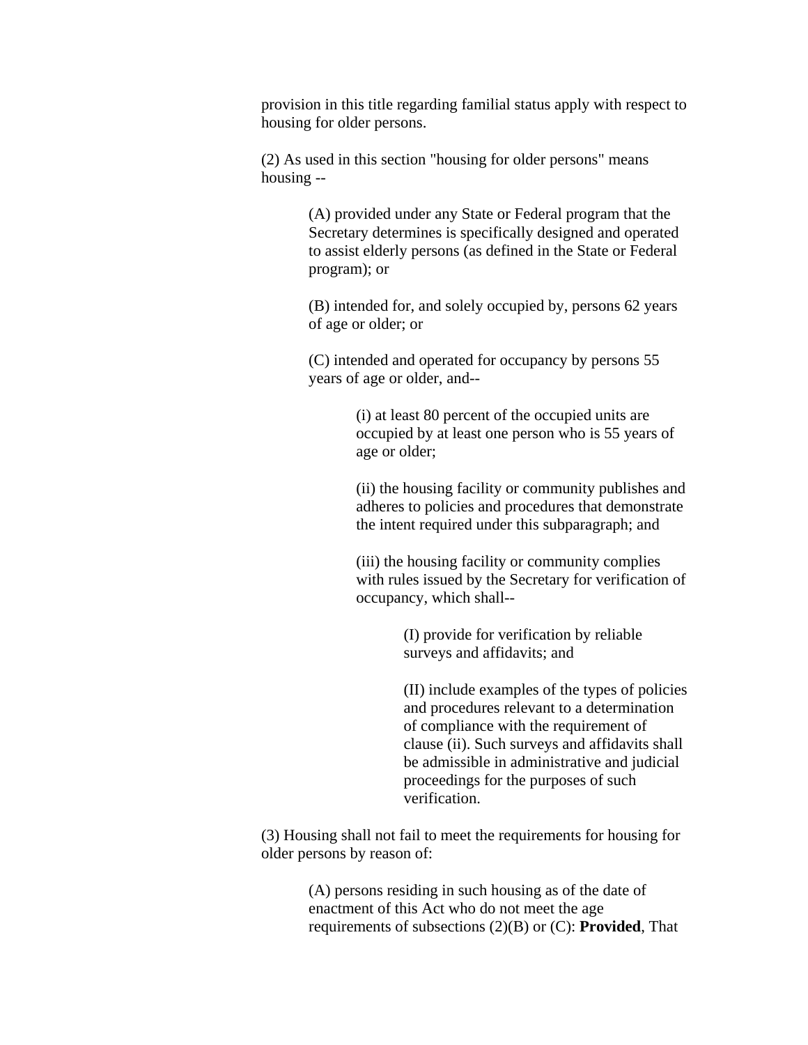provision in this title regarding familial status apply with respect to housing for older persons.

(2) As used in this section "housing for older persons" means housing --

> (A) provided under any State or Federal program that the Secretary determines is specifically designed and operated to assist elderly persons (as defined in the State or Federal program); or
>
> (B) intended for, and solely occupied by, persons 62 years of age or older; or
>
> (C) intended and operated for occupancy by persons 55 years of age or older, and--
>
> > (i) at least 80 percent of the occupied units are occupied by at least one person who is 55 years of age or older;
> >
> > (ii) the housing facility or community publishes and adheres to policies and procedures that demonstrate the intent required under this subparagraph; and
> >
> > (iii) the housing facility or community complies with rules issued by the Secretary for verification of occupancy, which shall--
> >
> > > (I) provide for verification by reliable surveys and affidavits; and
> > >
> > > (II) include examples of the types of policies and procedures relevant to a determination of compliance with the requirement of clause (ii). Such surveys and affidavits shall be admissible in administrative and judicial proceedings for the purposes of such verification.

(3) Housing shall not fail to meet the requirements for housing for older persons by reason of:

> (A) persons residing in such housing as of the date of enactment of this Act who do not meet the age requirements of subsections (2)(B) or (C): **Provided**, That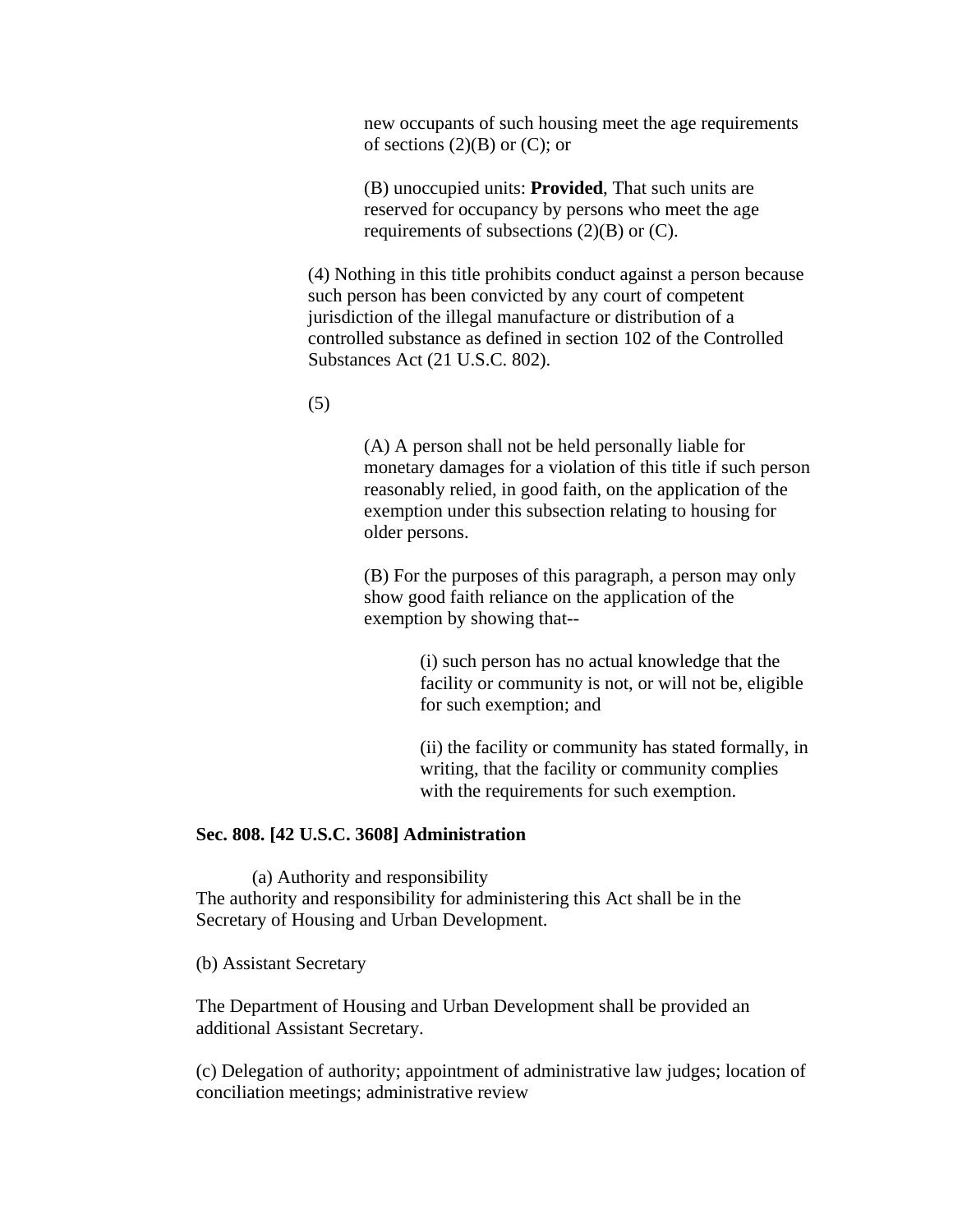new occupants of such housing meet the age requirements of sections (2)(B) or (C); or

(B) unoccupied units: **Provided**, That such units are reserved for occupancy by persons who meet the age requirements of subsections (2)(B) or (C).

(4) Nothing in this title prohibits conduct against a person because such person has been convicted by any court of competent jurisdiction of the illegal manufacture or distribution of a controlled substance as defined in section 102 of the Controlled Substances Act (21 U.S.C. 802).

(5)

(A) A person shall not be held personally liable for monetary damages for a violation of this title if such person reasonably relied, in good faith, on the application of the exemption under this subsection relating to housing for older persons.

(B) For the purposes of this paragraph, a person may only show good faith reliance on the application of the exemption by showing that--

(i) such person has no actual knowledge that the facility or community is not, or will not be, eligible for such exemption; and

(ii) the facility or community has stated formally, in writing, that the facility or community complies with the requirements for such exemption.

**Sec. 808. [42 U.S.C. 3608] Administration**

(a) Authority and responsibility

The authority and responsibility for administering this Act shall be in the Secretary of Housing and Urban Development.

(b) Assistant Secretary

The Department of Housing and Urban Development shall be provided an additional Assistant Secretary.

(c) Delegation of authority; appointment of administrative law judges; location of conciliation meetings; administrative review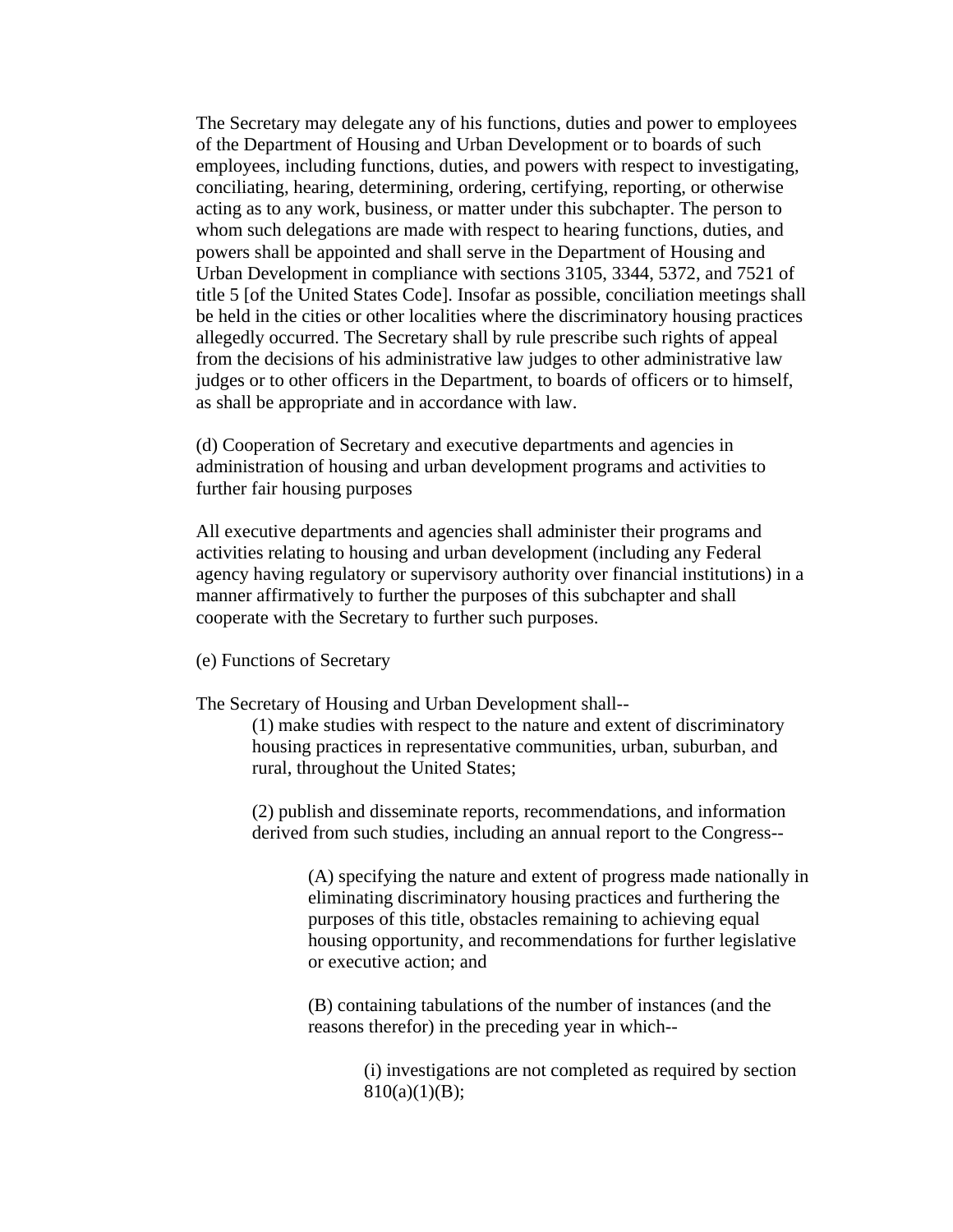The Secretary may delegate any of his functions, duties and power to employees of the Department of Housing and Urban Development or to boards of such employees, including functions, duties, and powers with respect to investigating, conciliating, hearing, determining, ordering, certifying, reporting, or otherwise acting as to any work, business, or matter under this subchapter. The person to whom such delegations are made with respect to hearing functions, duties, and powers shall be appointed and shall serve in the Department of Housing and Urban Development in compliance with sections 3105, 3344, 5372, and 7521 of title 5 [of the United States Code]. Insofar as possible, conciliation meetings shall be held in the cities or other localities where the discriminatory housing practices allegedly occurred. The Secretary shall by rule prescribe such rights of appeal from the decisions of his administrative law judges to other administrative law judges or to other officers in the Department, to boards of officers or to himself, as shall be appropriate and in accordance with law.

(d) Cooperation of Secretary and executive departments and agencies in administration of housing and urban development programs and activities to further fair housing purposes

All executive departments and agencies shall administer their programs and activities relating to housing and urban development (including any Federal agency having regulatory or supervisory authority over financial institutions) in a manner affirmatively to further the purposes of this subchapter and shall cooperate with the Secretary to further such purposes.

(e) Functions of Secretary

The Secretary of Housing and Urban Development shall--

> (1) make studies with respect to the nature and extent of discriminatory housing practices in representative communities, urban, suburban, and rural, throughout the United States;
>
> (2) publish and disseminate reports, recommendations, and information derived from such studies, including an annual report to the Congress--
>
> > (A) specifying the nature and extent of progress made nationally in eliminating discriminatory housing practices and furthering the purposes of this title, obstacles remaining to achieving equal housing opportunity, and recommendations for further legislative or executive action; and
> >
> > (B) containing tabulations of the number of instances (and the reasons therefor) in the preceding year in which--
> >
> > > (i) investigations are not completed as required by section 810(a)(1)(B);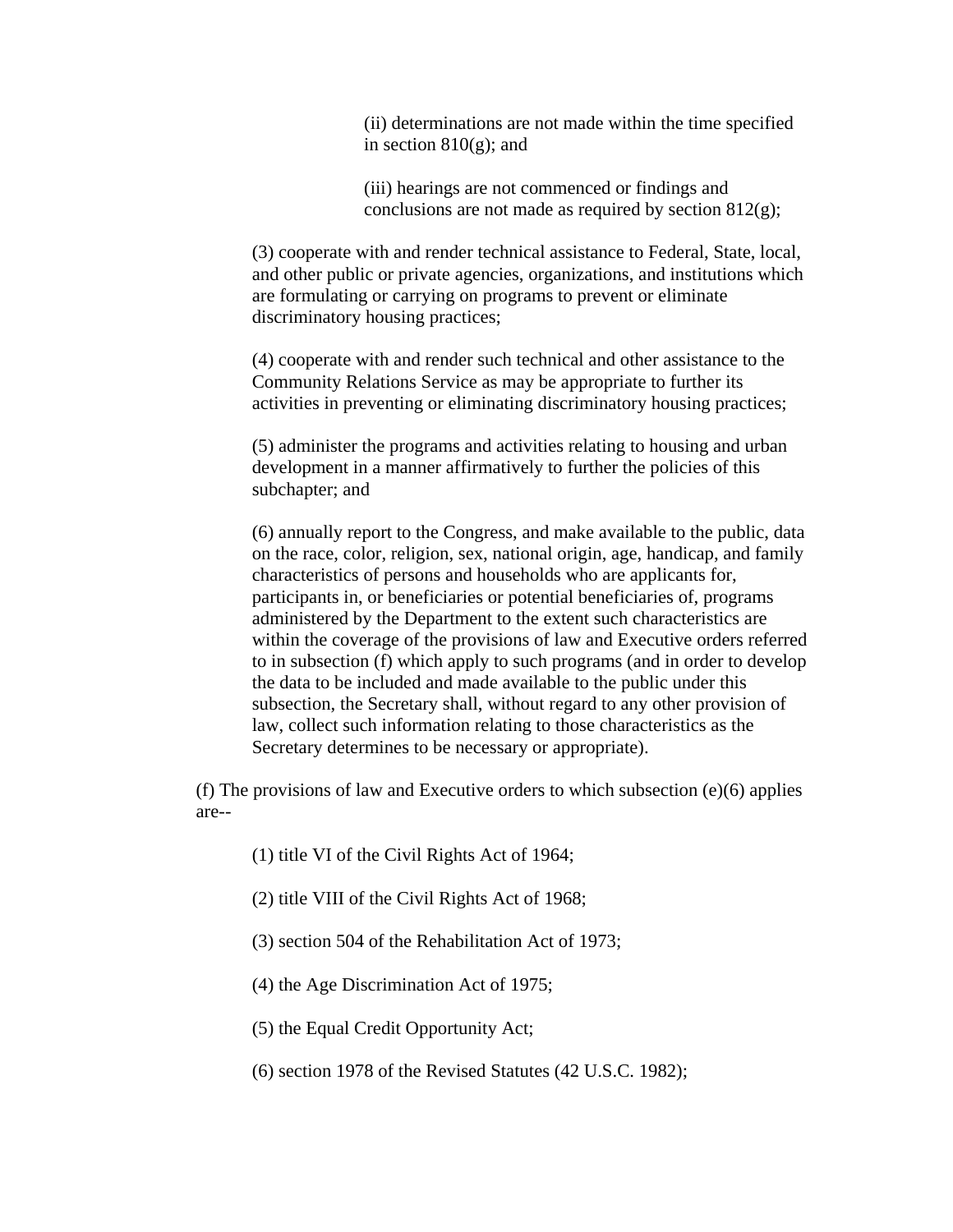(ii) determinations are not made within the time specified in section 810(g); and

(iii) hearings are not commenced or findings and conclusions are not made as required by section 812(g);

(3) cooperate with and render technical assistance to Federal, State, local, and other public or private agencies, organizations, and institutions which are formulating or carrying on programs to prevent or eliminate discriminatory housing practices;

(4) cooperate with and render such technical and other assistance to the Community Relations Service as may be appropriate to further its activities in preventing or eliminating discriminatory housing practices;

(5) administer the programs and activities relating to housing and urban development in a manner affirmatively to further the policies of this subchapter; and

(6) annually report to the Congress, and make available to the public, data on the race, color, religion, sex, national origin, age, handicap, and family characteristics of persons and households who are applicants for, participants in, or beneficiaries or potential beneficiaries of, programs administered by the Department to the extent such characteristics are within the coverage of the provisions of law and Executive orders referred to in subsection (f) which apply to such programs (and in order to develop the data to be included and made available to the public under this subsection, the Secretary shall, without regard to any other provision of law, collect such information relating to those characteristics as the Secretary determines to be necessary or appropriate).

(f) The provisions of law and Executive orders to which subsection (e)(6) applies are--

(1) title VI of the Civil Rights Act of 1964;

(2) title VIII of the Civil Rights Act of 1968;

(3) section 504 of the Rehabilitation Act of 1973;

(4) the Age Discrimination Act of 1975;

(5) the Equal Credit Opportunity Act;

(6) section 1978 of the Revised Statutes (42 U.S.C. 1982);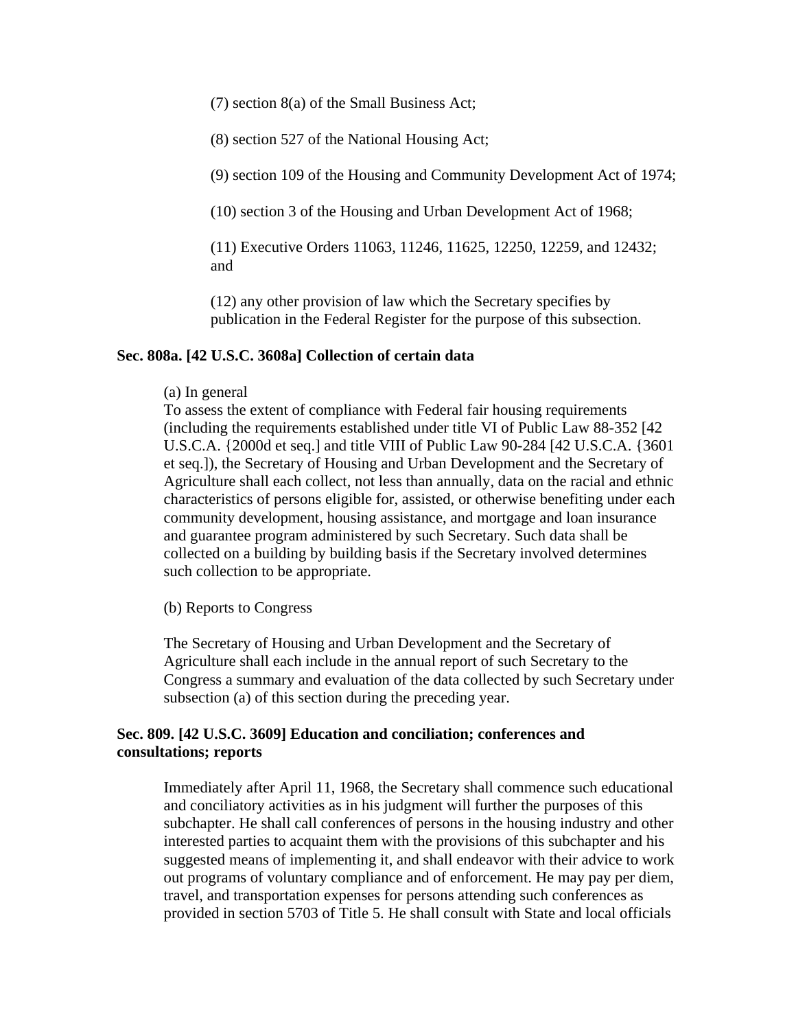(7) section 8(a) of the Small Business Act;

(8) section 527 of the National Housing Act;

(9) section 109 of the Housing and Community Development Act of 1974;

(10) section 3 of the Housing and Urban Development Act of 1968;

(11) Executive Orders 11063, 11246, 11625, 12250, 12259, and 12432; and

(12) any other provision of law which the Secretary specifies by publication in the Federal Register for the purpose of this subsection.

### Sec. 808a. [42 U.S.C. 3608a] Collection of certain data

(a) In general

To assess the extent of compliance with Federal fair housing requirements (including the requirements established under title VI of Public Law 88-352 [42 U.S.C.A. {2000d et seq.] and title VIII of Public Law 90-284 [42 U.S.C.A. {3601 et seq.]), the Secretary of Housing and Urban Development and the Secretary of Agriculture shall each collect, not less than annually, data on the racial and ethnic characteristics of persons eligible for, assisted, or otherwise benefiting under each community development, housing assistance, and mortgage and loan insurance and guarantee program administered by such Secretary. Such data shall be collected on a building by building basis if the Secretary involved determines such collection to be appropriate.

(b) Reports to Congress

The Secretary of Housing and Urban Development and the Secretary of Agriculture shall each include in the annual report of such Secretary to the Congress a summary and evaluation of the data collected by such Secretary under subsection (a) of this section during the preceding year.

### Sec. 809. [42 U.S.C. 3609] Education and conciliation; conferences and consultations; reports

Immediately after April 11, 1968, the Secretary shall commence such educational and conciliatory activities as in his judgment will further the purposes of this subchapter. He shall call conferences of persons in the housing industry and other interested parties to acquaint them with the provisions of this subchapter and his suggested means of implementing it, and shall endeavor with their advice to work out programs of voluntary compliance and of enforcement. He may pay per diem, travel, and transportation expenses for persons attending such conferences as provided in section 5703 of Title 5. He shall consult with State and local officials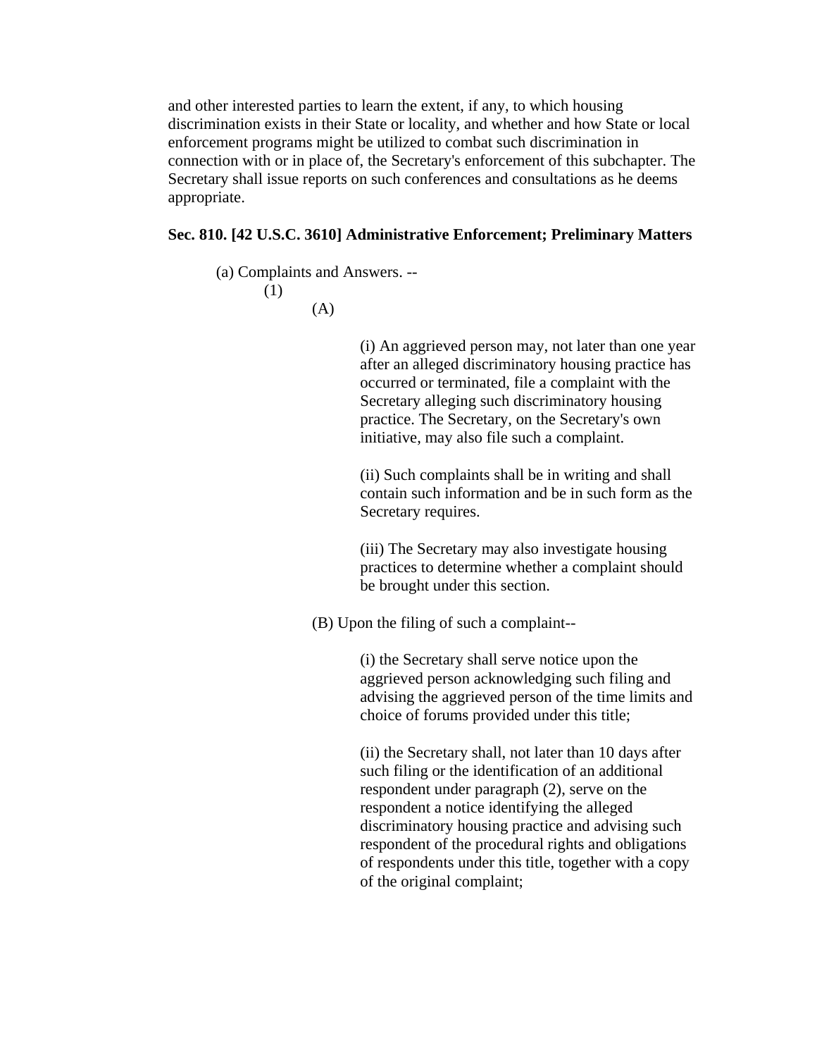and other interested parties to learn the extent, if any, to which housing discrimination exists in their State or locality, and whether and how State or local enforcement programs might be utilized to combat such discrimination in connection with or in place of, the Secretary's enforcement of this subchapter. The Secretary shall issue reports on such conferences and consultations as he deems appropriate.

**Sec. 810. [42 U.S.C. 3610] Administrative Enforcement; Preliminary Matters**

(a) Complaints and Answers. --

(1)

(A)

(i) An aggrieved person may, not later than one year after an alleged discriminatory housing practice has occurred or terminated, file a complaint with the Secretary alleging such discriminatory housing practice. The Secretary, on the Secretary's own initiative, may also file such a complaint.

(ii) Such complaints shall be in writing and shall contain such information and be in such form as the Secretary requires.

(iii) The Secretary may also investigate housing practices to determine whether a complaint should be brought under this section.

(B) Upon the filing of such a complaint--

(i) the Secretary shall serve notice upon the aggrieved person acknowledging such filing and advising the aggrieved person of the time limits and choice of forums provided under this title;

(ii) the Secretary shall, not later than 10 days after such filing or the identification of an additional respondent under paragraph (2), serve on the respondent a notice identifying the alleged discriminatory housing practice and advising such respondent of the procedural rights and obligations of respondents under this title, together with a copy of the original complaint;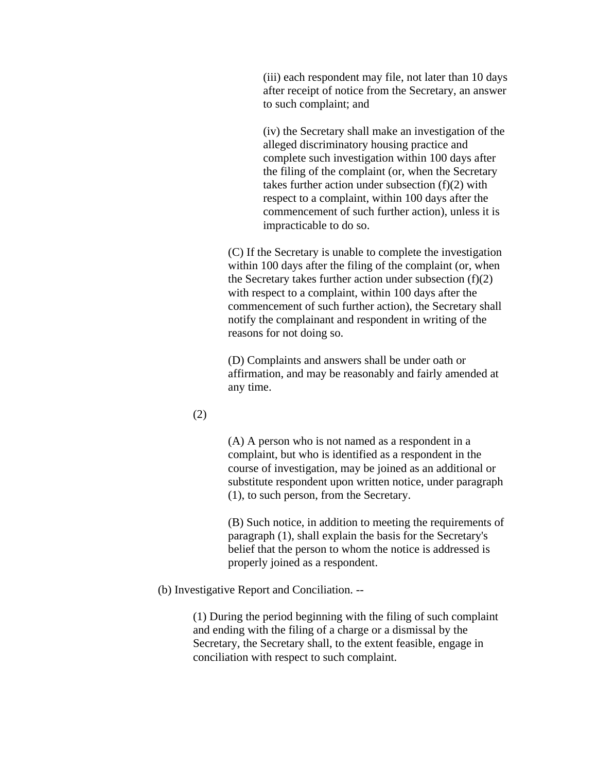(iii) each respondent may file, not later than 10 days after receipt of notice from the Secretary, an answer to such complaint; and

(iv) the Secretary shall make an investigation of the alleged discriminatory housing practice and complete such investigation within 100 days after the filing of the complaint (or, when the Secretary takes further action under subsection (f)(2) with respect to a complaint, within 100 days after the commencement of such further action), unless it is impracticable to do so.

(C) If the Secretary is unable to complete the investigation within 100 days after the filing of the complaint (or, when the Secretary takes further action under subsection (f)(2) with respect to a complaint, within 100 days after the commencement of such further action), the Secretary shall notify the complainant and respondent in writing of the reasons for not doing so.

(D) Complaints and answers shall be under oath or affirmation, and may be reasonably and fairly amended at any time.

(2)

(A) A person who is not named as a respondent in a complaint, but who is identified as a respondent in the course of investigation, may be joined as an additional or substitute respondent upon written notice, under paragraph (1), to such person, from the Secretary.

(B) Such notice, in addition to meeting the requirements of paragraph (1), shall explain the basis for the Secretary's belief that the person to whom the notice is addressed is properly joined as a respondent.

(b) Investigative Report and Conciliation. --

(1) During the period beginning with the filing of such complaint and ending with the filing of a charge or a dismissal by the Secretary, the Secretary shall, to the extent feasible, engage in conciliation with respect to such complaint.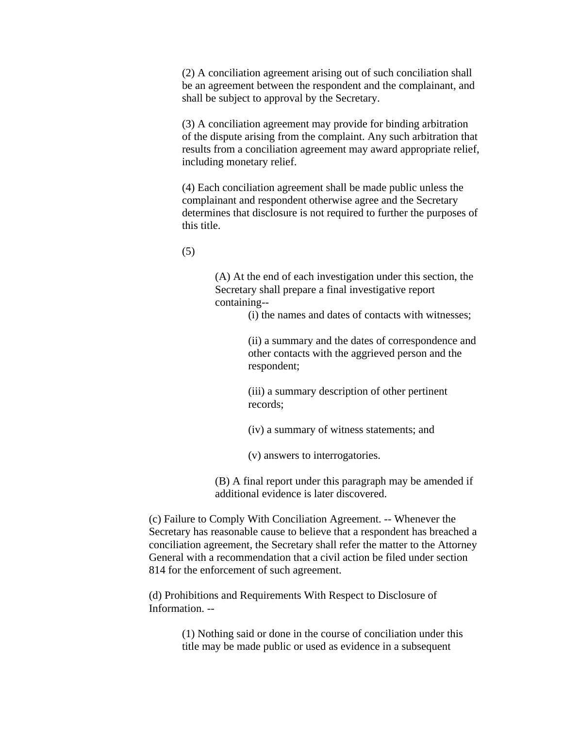(2) A conciliation agreement arising out of such conciliation shall be an agreement between the respondent and the complainant, and shall be subject to approval by the Secretary.

(3) A conciliation agreement may provide for binding arbitration of the dispute arising from the complaint. Any such arbitration that results from a conciliation agreement may award appropriate relief, including monetary relief.

(4) Each conciliation agreement shall be made public unless the complainant and respondent otherwise agree and the Secretary determines that disclosure is not required to further the purposes of this title.

(5)

(A) At the end of each investigation under this section, the Secretary shall prepare a final investigative report containing--

(i) the names and dates of contacts with witnesses;

(ii) a summary and the dates of correspondence and other contacts with the aggrieved person and the respondent;

(iii) a summary description of other pertinent records;

(iv) a summary of witness statements; and

(v) answers to interrogatories.

(B) A final report under this paragraph may be amended if additional evidence is later discovered.

(c) Failure to Comply With Conciliation Agreement. -- Whenever the Secretary has reasonable cause to believe that a respondent has breached a conciliation agreement, the Secretary shall refer the matter to the Attorney General with a recommendation that a civil action be filed under section 814 for the enforcement of such agreement.

(d) Prohibitions and Requirements With Respect to Disclosure of Information. --

(1) Nothing said or done in the course of conciliation under this title may be made public or used as evidence in a subsequent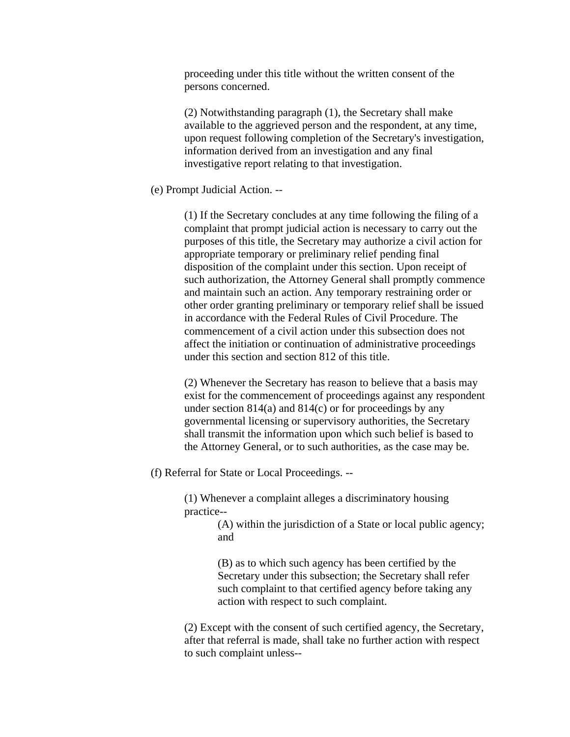proceeding under this title without the written consent of the persons concerned.

(2) Notwithstanding paragraph (1), the Secretary shall make available to the aggrieved person and the respondent, at any time, upon request following completion of the Secretary's investigation, information derived from an investigation and any final investigative report relating to that investigation.

(e) Prompt Judicial Action. --

(1) If the Secretary concludes at any time following the filing of a complaint that prompt judicial action is necessary to carry out the purposes of this title, the Secretary may authorize a civil action for appropriate temporary or preliminary relief pending final disposition of the complaint under this section. Upon receipt of such authorization, the Attorney General shall promptly commence and maintain such an action. Any temporary restraining order or other order granting preliminary or temporary relief shall be issued in accordance with the Federal Rules of Civil Procedure. The commencement of a civil action under this subsection does not affect the initiation or continuation of administrative proceedings under this section and section 812 of this title.

(2) Whenever the Secretary has reason to believe that a basis may exist for the commencement of proceedings against any respondent under section 814(a) and 814(c) or for proceedings by any governmental licensing or supervisory authorities, the Secretary shall transmit the information upon which such belief is based to the Attorney General, or to such authorities, as the case may be.

(f) Referral for State or Local Proceedings. --

(1) Whenever a complaint alleges a discriminatory housing practice--

(A) within the jurisdiction of a State or local public agency; and

(B) as to which such agency has been certified by the Secretary under this subsection; the Secretary shall refer such complaint to that certified agency before taking any action with respect to such complaint.

(2) Except with the consent of such certified agency, the Secretary, after that referral is made, shall take no further action with respect to such complaint unless--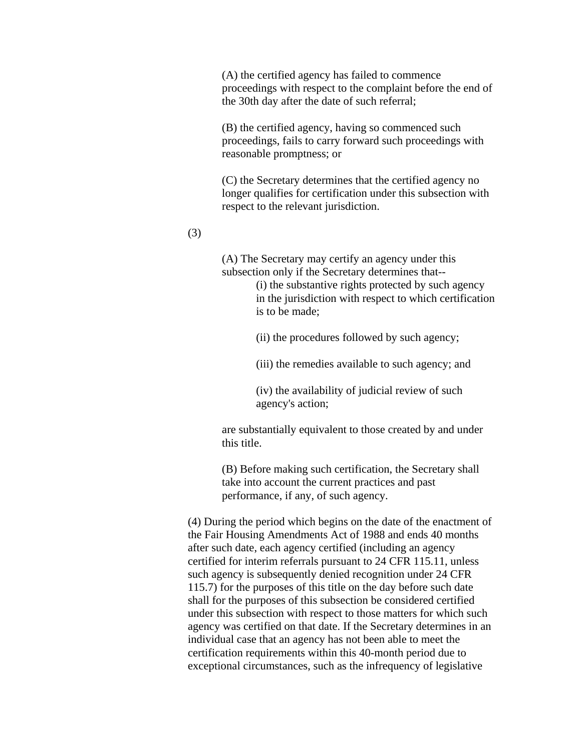(A) the certified agency has failed to commence proceedings with respect to the complaint before the end of the 30th day after the date of such referral;

(B) the certified agency, having so commenced such proceedings, fails to carry forward such proceedings with reasonable promptness; or

(C) the Secretary determines that the certified agency no longer qualifies for certification under this subsection with respect to the relevant jurisdiction.

(3)

(A) The Secretary may certify an agency under this subsection only if the Secretary determines that--

(i) the substantive rights protected by such agency in the jurisdiction with respect to which certification is to be made;

(ii) the procedures followed by such agency;

(iii) the remedies available to such agency; and

(iv) the availability of judicial review of such agency's action;

are substantially equivalent to those created by and under this title.

(B) Before making such certification, the Secretary shall take into account the current practices and past performance, if any, of such agency.

(4) During the period which begins on the date of the enactment of the Fair Housing Amendments Act of 1988 and ends 40 months after such date, each agency certified (including an agency certified for interim referrals pursuant to 24 CFR 115.11, unless such agency is subsequently denied recognition under 24 CFR 115.7) for the purposes of this title on the day before such date shall for the purposes of this subsection be considered certified under this subsection with respect to those matters for which such agency was certified on that date. If the Secretary determines in an individual case that an agency has not been able to meet the certification requirements within this 40-month period due to exceptional circumstances, such as the infrequency of legislative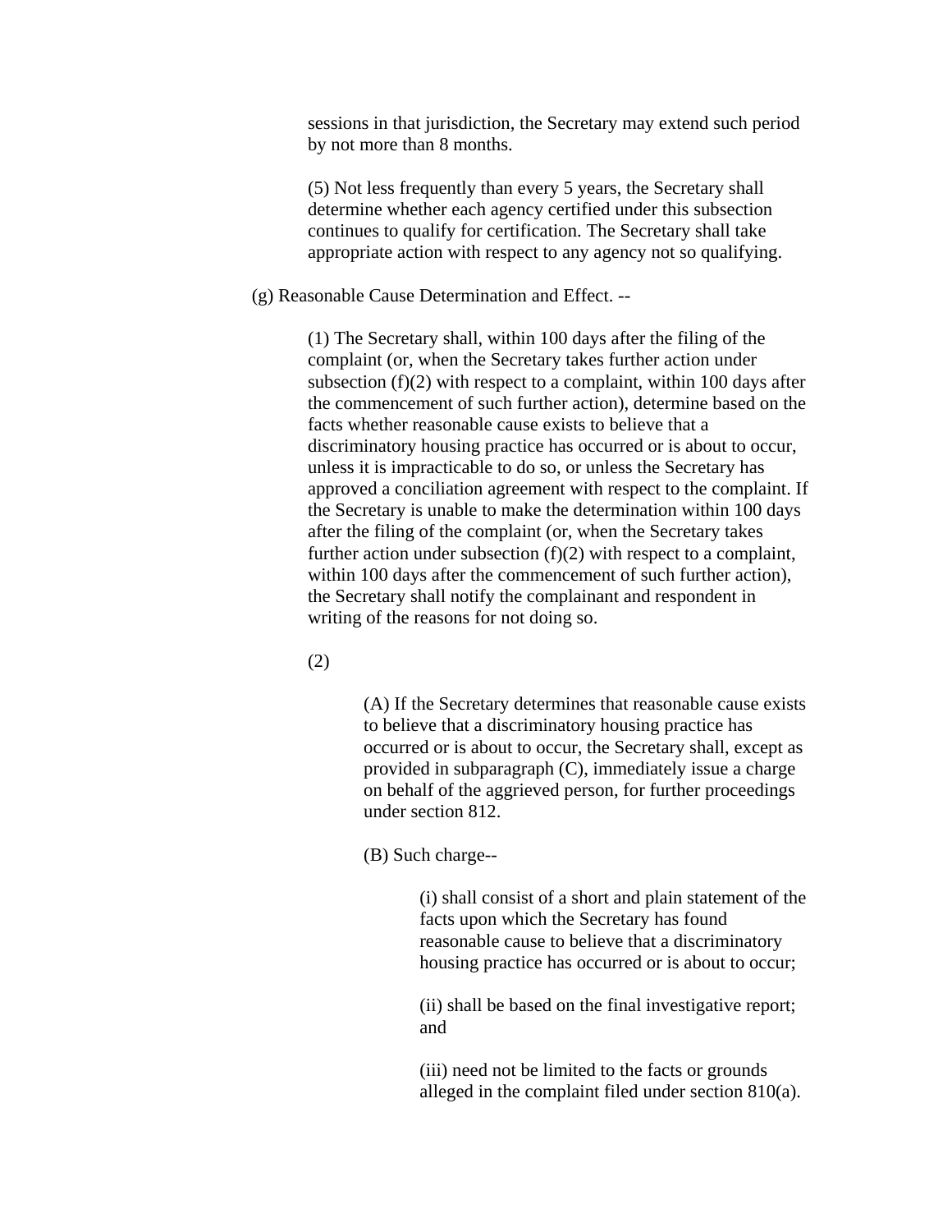sessions in that jurisdiction, the Secretary may extend such period by not more than 8 months.

(5) Not less frequently than every 5 years, the Secretary shall determine whether each agency certified under this subsection continues to qualify for certification. The Secretary shall take appropriate action with respect to any agency not so qualifying.

(g) Reasonable Cause Determination and Effect. --

(1) The Secretary shall, within 100 days after the filing of the complaint (or, when the Secretary takes further action under subsection (f)(2) with respect to a complaint, within 100 days after the commencement of such further action), determine based on the facts whether reasonable cause exists to believe that a discriminatory housing practice has occurred or is about to occur, unless it is impracticable to do so, or unless the Secretary has approved a conciliation agreement with respect to the complaint. If the Secretary is unable to make the determination within 100 days after the filing of the complaint (or, when the Secretary takes further action under subsection (f)(2) with respect to a complaint, within 100 days after the commencement of such further action), the Secretary shall notify the complainant and respondent in writing of the reasons for not doing so.

(2)

(A) If the Secretary determines that reasonable cause exists to believe that a discriminatory housing practice has occurred or is about to occur, the Secretary shall, except as provided in subparagraph (C), immediately issue a charge on behalf of the aggrieved person, for further proceedings under section 812.

(B) Such charge--

(i) shall consist of a short and plain statement of the facts upon which the Secretary has found reasonable cause to believe that a discriminatory housing practice has occurred or is about to occur;

(ii) shall be based on the final investigative report; and

(iii) need not be limited to the facts or grounds alleged in the complaint filed under section 810(a).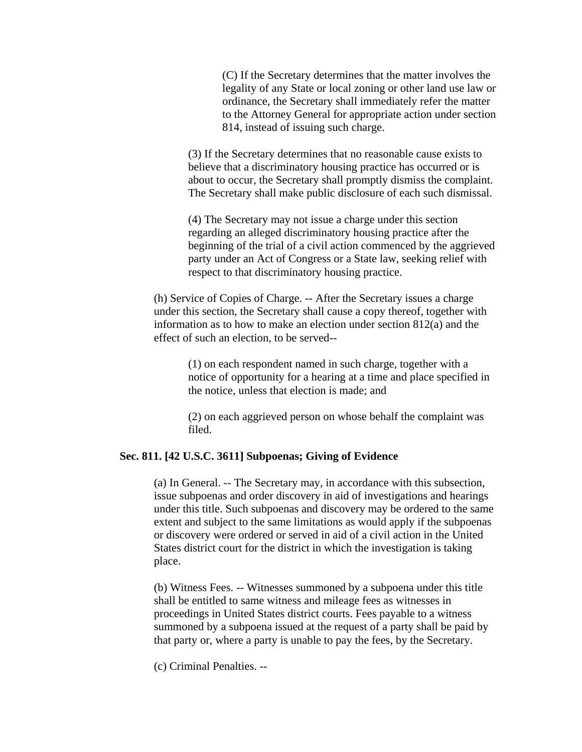(C) If the Secretary determines that the matter involves the legality of any State or local zoning or other land use law or ordinance, the Secretary shall immediately refer the matter to the Attorney General for appropriate action under section 814, instead of issuing such charge.

(3) If the Secretary determines that no reasonable cause exists to believe that a discriminatory housing practice has occurred or is about to occur, the Secretary shall promptly dismiss the complaint. The Secretary shall make public disclosure of each such dismissal.

(4) The Secretary may not issue a charge under this section regarding an alleged discriminatory housing practice after the beginning of the trial of a civil action commenced by the aggrieved party under an Act of Congress or a State law, seeking relief with respect to that discriminatory housing practice.

(h) Service of Copies of Charge. -- After the Secretary issues a charge under this section, the Secretary shall cause a copy thereof, together with information as to how to make an election under section 812(a) and the effect of such an election, to be served--

(1) on each respondent named in such charge, together with a notice of opportunity for a hearing at a time and place specified in the notice, unless that election is made; and

(2) on each aggrieved person on whose behalf the complaint was filed.

**Sec. 811. [42 U.S.C. 3611] Subpoenas; Giving of Evidence**

(a) In General. -- The Secretary may, in accordance with this subsection, issue subpoenas and order discovery in aid of investigations and hearings under this title. Such subpoenas and discovery may be ordered to the same extent and subject to the same limitations as would apply if the subpoenas or discovery were ordered or served in aid of a civil action in the United States district court for the district in which the investigation is taking place.

(b) Witness Fees. -- Witnesses summoned by a subpoena under this title shall be entitled to same witness and mileage fees as witnesses in proceedings in United States district courts. Fees payable to a witness summoned by a subpoena issued at the request of a party shall be paid by that party or, where a party is unable to pay the fees, by the Secretary.

(c) Criminal Penalties. --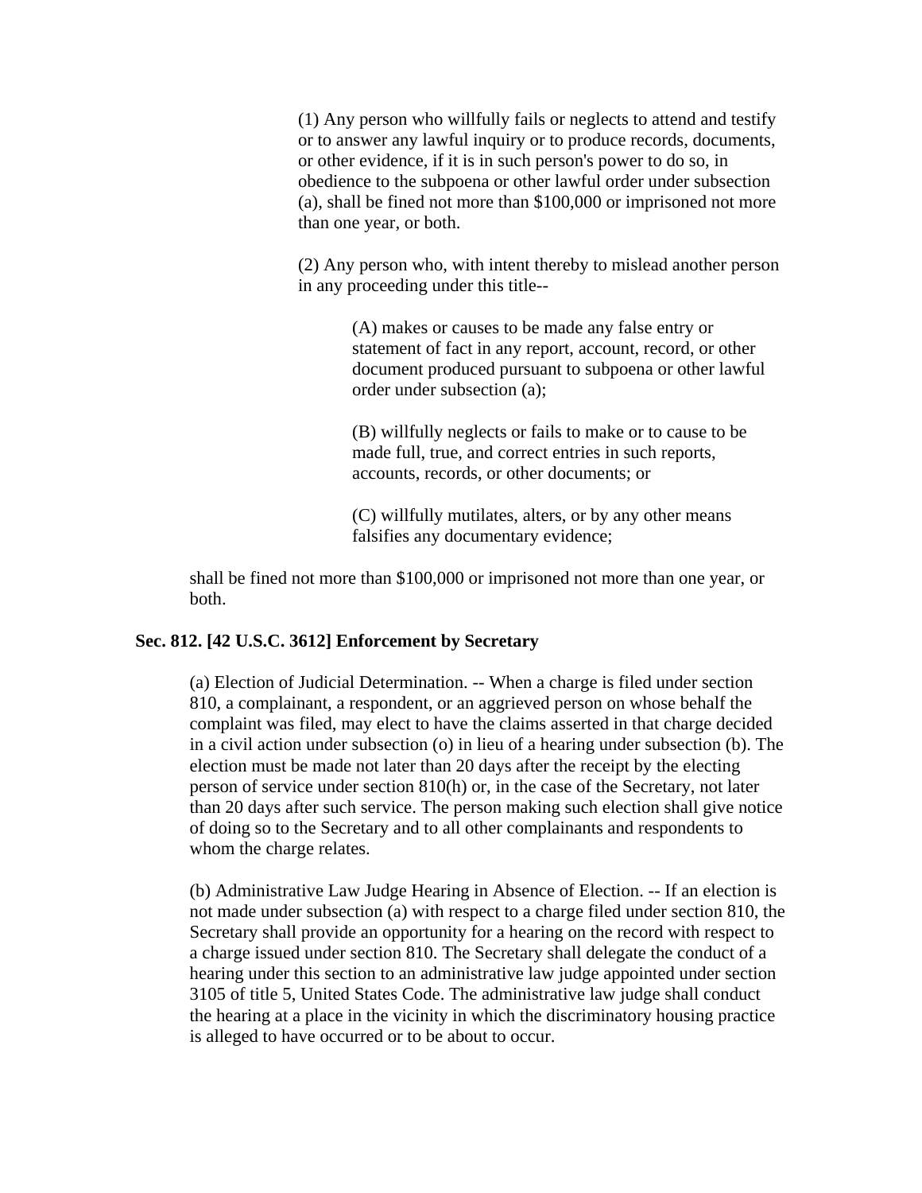(1) Any person who willfully fails or neglects to attend and testify or to answer any lawful inquiry or to produce records, documents, or other evidence, if it is in such person's power to do so, in obedience to the subpoena or other lawful order under subsection (a), shall be fined not more than $100,000 or imprisoned not more than one year, or both.

(2) Any person who, with intent thereby to mislead another person in any proceeding under this title--

(A) makes or causes to be made any false entry or statement of fact in any report, account, record, or other document produced pursuant to subpoena or other lawful order under subsection (a);

(B) willfully neglects or fails to make or to cause to be made full, true, and correct entries in such reports, accounts, records, or other documents; or

(C) willfully mutilates, alters, or by any other means falsifies any documentary evidence;

shall be fined not more than $100,000 or imprisoned not more than one year, or both.

**Sec. 812. [42 U.S.C. 3612] Enforcement by Secretary**

(a) Election of Judicial Determination. -- When a charge is filed under section 810, a complainant, a respondent, or an aggrieved person on whose behalf the complaint was filed, may elect to have the claims asserted in that charge decided in a civil action under subsection (o) in lieu of a hearing under subsection (b). The election must be made not later than 20 days after the receipt by the electing person of service under section 810(h) or, in the case of the Secretary, not later than 20 days after such service. The person making such election shall give notice of doing so to the Secretary and to all other complainants and respondents to whom the charge relates.

(b) Administrative Law Judge Hearing in Absence of Election. -- If an election is not made under subsection (a) with respect to a charge filed under section 810, the Secretary shall provide an opportunity for a hearing on the record with respect to a charge issued under section 810. The Secretary shall delegate the conduct of a hearing under this section to an administrative law judge appointed under section 3105 of title 5, United States Code. The administrative law judge shall conduct the hearing at a place in the vicinity in which the discriminatory housing practice is alleged to have occurred or to be about to occur.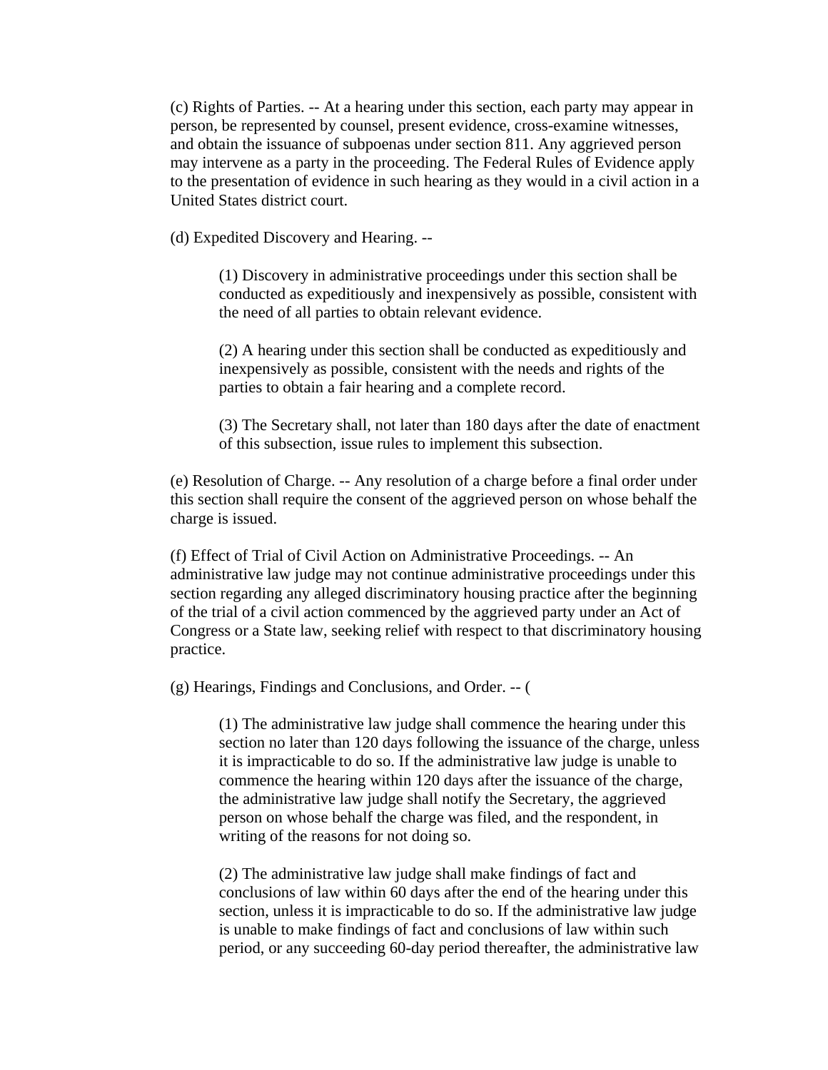(c) Rights of Parties. -- At a hearing under this section, each party may appear in person, be represented by counsel, present evidence, cross-examine witnesses, and obtain the issuance of subpoenas under section 811. Any aggrieved person may intervene as a party in the proceeding. The Federal Rules of Evidence apply to the presentation of evidence in such hearing as they would in a civil action in a United States district court.

(d) Expedited Discovery and Hearing. --

> (1) Discovery in administrative proceedings under this section shall be conducted as expeditiously and inexpensively as possible, consistent with the need of all parties to obtain relevant evidence.
>
> (2) A hearing under this section shall be conducted as expeditiously and inexpensively as possible, consistent with the needs and rights of the parties to obtain a fair hearing and a complete record.
>
> (3) The Secretary shall, not later than 180 days after the date of enactment of this subsection, issue rules to implement this subsection.

(e) Resolution of Charge. -- Any resolution of a charge before a final order under this section shall require the consent of the aggrieved person on whose behalf the charge is issued.

(f) Effect of Trial of Civil Action on Administrative Proceedings. -- An administrative law judge may not continue administrative proceedings under this section regarding any alleged discriminatory housing practice after the beginning of the trial of a civil action commenced by the aggrieved party under an Act of Congress or a State law, seeking relief with respect to that discriminatory housing practice.

(g) Hearings, Findings and Conclusions, and Order. -- (

> (1) The administrative law judge shall commence the hearing under this section no later than 120 days following the issuance of the charge, unless it is impracticable to do so. If the administrative law judge is unable to commence the hearing within 120 days after the issuance of the charge, the administrative law judge shall notify the Secretary, the aggrieved person on whose behalf the charge was filed, and the respondent, in writing of the reasons for not doing so.
>
> (2) The administrative law judge shall make findings of fact and conclusions of law within 60 days after the end of the hearing under this section, unless it is impracticable to do so. If the administrative law judge is unable to make findings of fact and conclusions of law within such period, or any succeeding 60-day period thereafter, the administrative law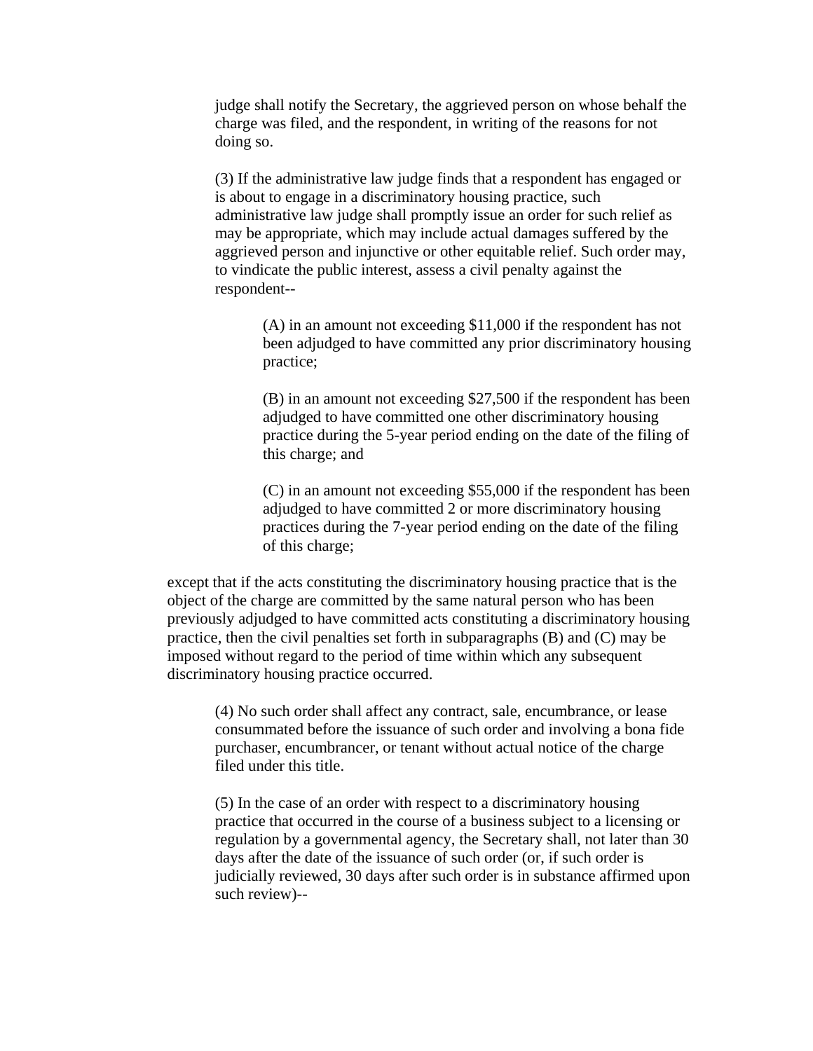judge shall notify the Secretary, the aggrieved person on whose behalf the charge was filed, and the respondent, in writing of the reasons for not doing so.

(3) If the administrative law judge finds that a respondent has engaged or is about to engage in a discriminatory housing practice, such administrative law judge shall promptly issue an order for such relief as may be appropriate, which may include actual damages suffered by the aggrieved person and injunctive or other equitable relief. Such order may, to vindicate the public interest, assess a civil penalty against the respondent--

> (A) in an amount not exceeding $11,000 if the respondent has not been adjudged to have committed any prior discriminatory housing practice;
>
> (B) in an amount not exceeding $27,500 if the respondent has been adjudged to have committed one other discriminatory housing practice during the 5-year period ending on the date of the filing of this charge; and
>
> (C) in an amount not exceeding $55,000 if the respondent has been adjudged to have committed 2 or more discriminatory housing practices during the 7-year period ending on the date of the filing of this charge;

except that if the acts constituting the discriminatory housing practice that is the object of the charge are committed by the same natural person who has been previously adjudged to have committed acts constituting a discriminatory housing practice, then the civil penalties set forth in subparagraphs (B) and (C) may be imposed without regard to the period of time within which any subsequent discriminatory housing practice occurred.

(4) No such order shall affect any contract, sale, encumbrance, or lease consummated before the issuance of such order and involving a bona fide purchaser, encumbrancer, or tenant without actual notice of the charge filed under this title.

(5) In the case of an order with respect to a discriminatory housing practice that occurred in the course of a business subject to a licensing or regulation by a governmental agency, the Secretary shall, not later than 30 days after the date of the issuance of such order (or, if such order is judicially reviewed, 30 days after such order is in substance affirmed upon such review)--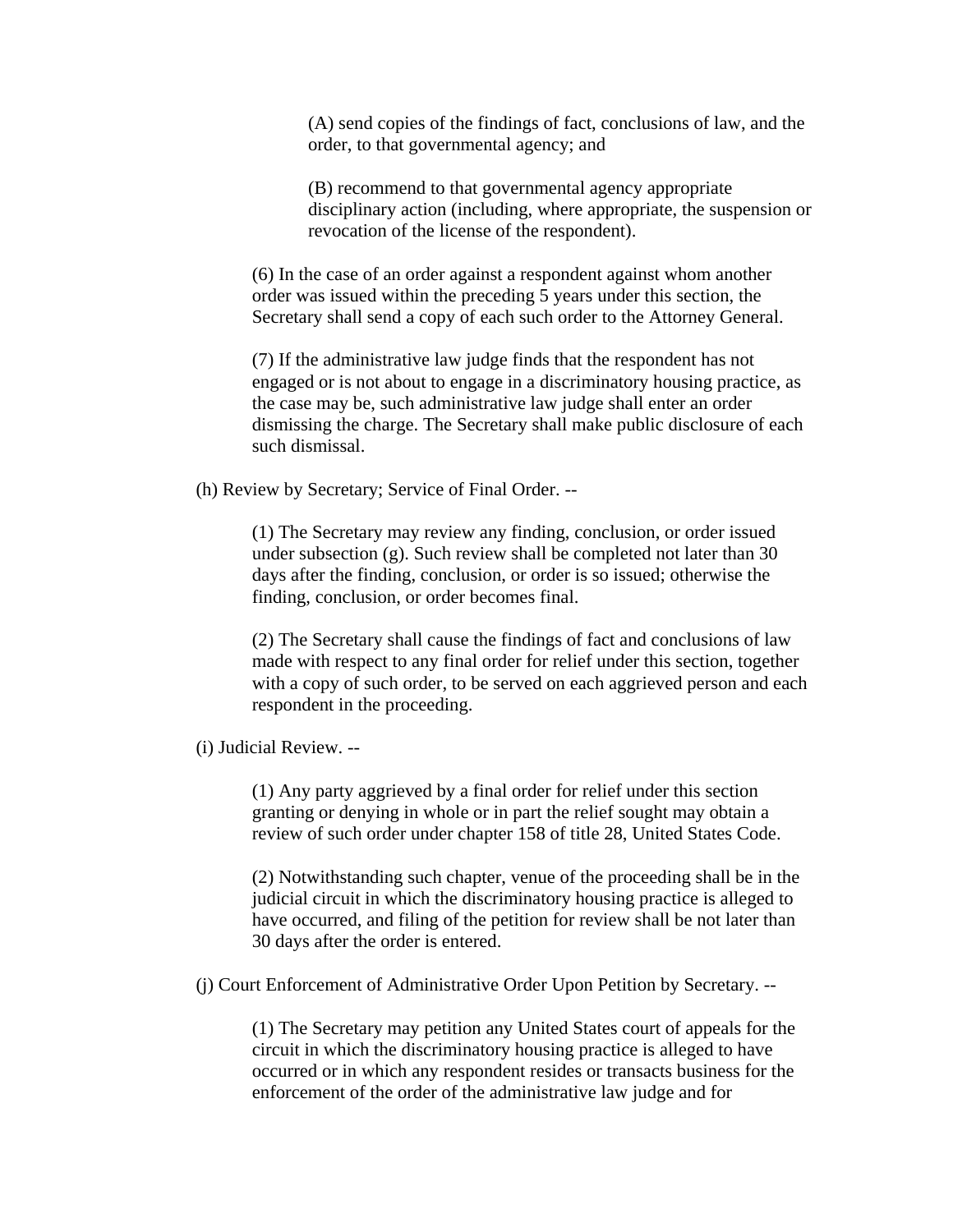(A) send copies of the findings of fact, conclusions of law, and the order, to that governmental agency; and

(B) recommend to that governmental agency appropriate disciplinary action (including, where appropriate, the suspension or revocation of the license of the respondent).

(6) In the case of an order against a respondent against whom another order was issued within the preceding 5 years under this section, the Secretary shall send a copy of each such order to the Attorney General.

(7) If the administrative law judge finds that the respondent has not engaged or is not about to engage in a discriminatory housing practice, as the case may be, such administrative law judge shall enter an order dismissing the charge. The Secretary shall make public disclosure of each such dismissal.

(h) Review by Secretary; Service of Final Order. --

(1) The Secretary may review any finding, conclusion, or order issued under subsection (g). Such review shall be completed not later than 30 days after the finding, conclusion, or order is so issued; otherwise the finding, conclusion, or order becomes final.

(2) The Secretary shall cause the findings of fact and conclusions of law made with respect to any final order for relief under this section, together with a copy of such order, to be served on each aggrieved person and each respondent in the proceeding.

(i) Judicial Review. --

(1) Any party aggrieved by a final order for relief under this section granting or denying in whole or in part the relief sought may obtain a review of such order under chapter 158 of title 28, United States Code.

(2) Notwithstanding such chapter, venue of the proceeding shall be in the judicial circuit in which the discriminatory housing practice is alleged to have occurred, and filing of the petition for review shall be not later than 30 days after the order is entered.

(j) Court Enforcement of Administrative Order Upon Petition by Secretary. --

(1) The Secretary may petition any United States court of appeals for the circuit in which the discriminatory housing practice is alleged to have occurred or in which any respondent resides or transacts business for the enforcement of the order of the administrative law judge and for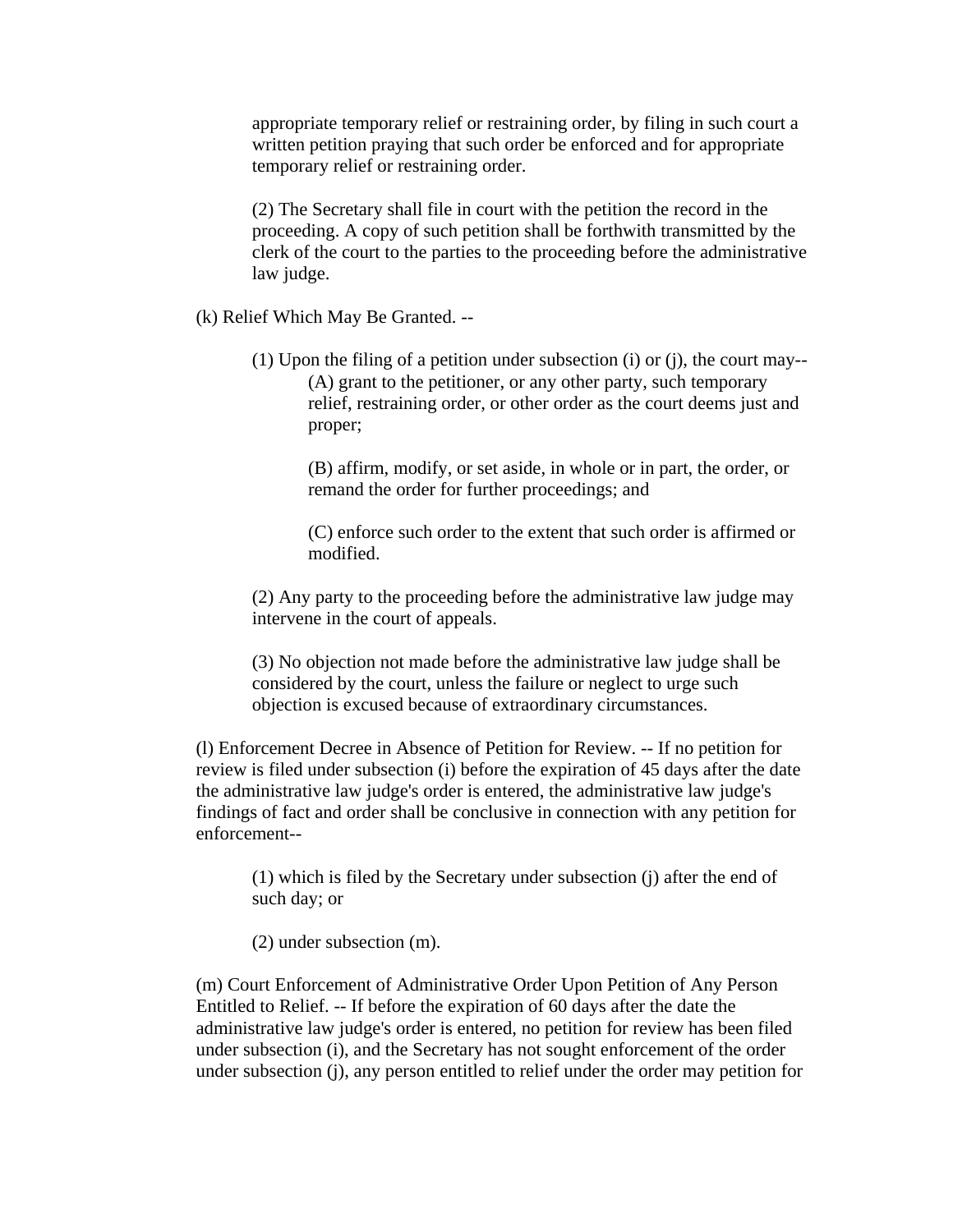appropriate temporary relief or restraining order, by filing in such court a written petition praying that such order be enforced and for appropriate temporary relief or restraining order.

(2) The Secretary shall file in court with the petition the record in the proceeding. A copy of such petition shall be forthwith transmitted by the clerk of the court to the parties to the proceeding before the administrative law judge.

(k) Relief Which May Be Granted. --

(1) Upon the filing of a petition under subsection (i) or (j), the court may--

(A) grant to the petitioner, or any other party, such temporary relief, restraining order, or other order as the court deems just and proper;

(B) affirm, modify, or set aside, in whole or in part, the order, or remand the order for further proceedings; and

(C) enforce such order to the extent that such order is affirmed or modified.

(2) Any party to the proceeding before the administrative law judge may intervene in the court of appeals.

(3) No objection not made before the administrative law judge shall be considered by the court, unless the failure or neglect to urge such objection is excused because of extraordinary circumstances.

(l) Enforcement Decree in Absence of Petition for Review. -- If no petition for review is filed under subsection (i) before the expiration of 45 days after the date the administrative law judge's order is entered, the administrative law judge's findings of fact and order shall be conclusive in connection with any petition for enforcement--

(1) which is filed by the Secretary under subsection (j) after the end of such day; or

(2) under subsection (m).

(m) Court Enforcement of Administrative Order Upon Petition of Any Person Entitled to Relief. -- If before the expiration of 60 days after the date the administrative law judge's order is entered, no petition for review has been filed under subsection (i), and the Secretary has not sought enforcement of the order under subsection (j), any person entitled to relief under the order may petition for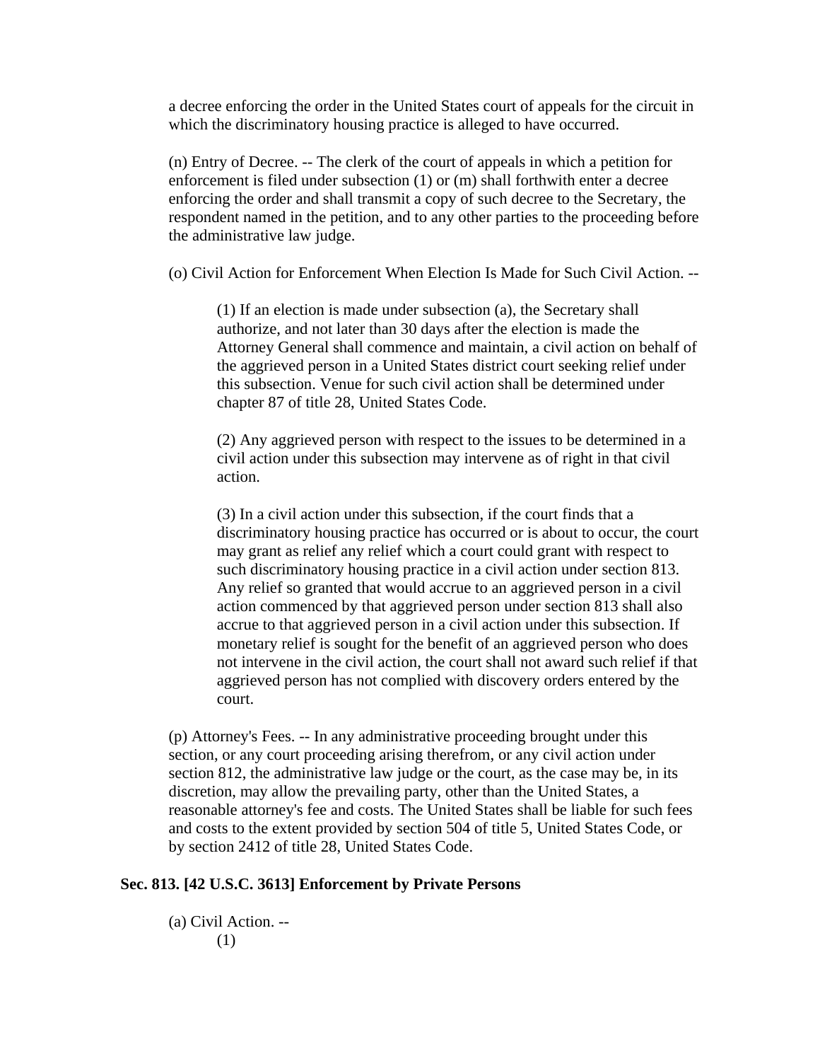a decree enforcing the order in the United States court of appeals for the circuit in which the discriminatory housing practice is alleged to have occurred.

(n) Entry of Decree. -- The clerk of the court of appeals in which a petition for enforcement is filed under subsection (1) or (m) shall forthwith enter a decree enforcing the order and shall transmit a copy of such decree to the Secretary, the respondent named in the petition, and to any other parties to the proceeding before the administrative law judge.

(o) Civil Action for Enforcement When Election Is Made for Such Civil Action. --

> (1) If an election is made under subsection (a), the Secretary shall authorize, and not later than 30 days after the election is made the Attorney General shall commence and maintain, a civil action on behalf of the aggrieved person in a United States district court seeking relief under this subsection. Venue for such civil action shall be determined under chapter 87 of title 28, United States Code.
>
> (2) Any aggrieved person with respect to the issues to be determined in a civil action under this subsection may intervene as of right in that civil action.
>
> (3) In a civil action under this subsection, if the court finds that a discriminatory housing practice has occurred or is about to occur, the court may grant as relief any relief which a court could grant with respect to such discriminatory housing practice in a civil action under section 813. Any relief so granted that would accrue to an aggrieved person in a civil action commenced by that aggrieved person under section 813 shall also accrue to that aggrieved person in a civil action under this subsection. If monetary relief is sought for the benefit of an aggrieved person who does not intervene in the civil action, the court shall not award such relief if that aggrieved person has not complied with discovery orders entered by the court.

(p) Attorney's Fees. -- In any administrative proceeding brought under this section, or any court proceeding arising therefrom, or any civil action under section 812, the administrative law judge or the court, as the case may be, in its discretion, may allow the prevailing party, other than the United States, a reasonable attorney's fee and costs. The United States shall be liable for such fees and costs to the extent provided by section 504 of title 5, United States Code, or by section 2412 of title 28, United States Code.

### Sec. 813. [42 U.S.C. 3613] Enforcement by Private Persons

(a) Civil Action. --

> (1)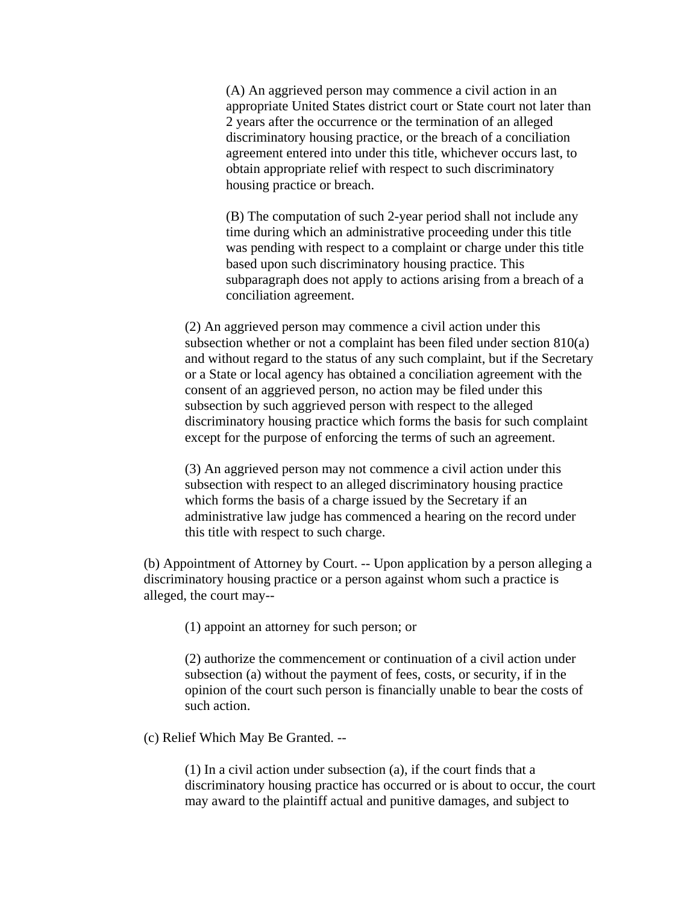(A) An aggrieved person may commence a civil action in an appropriate United States district court or State court not later than 2 years after the occurrence or the termination of an alleged discriminatory housing practice, or the breach of a conciliation agreement entered into under this title, whichever occurs last, to obtain appropriate relief with respect to such discriminatory housing practice or breach.

(B) The computation of such 2-year period shall not include any time during which an administrative proceeding under this title was pending with respect to a complaint or charge under this title based upon such discriminatory housing practice. This subparagraph does not apply to actions arising from a breach of a conciliation agreement.

(2) An aggrieved person may commence a civil action under this subsection whether or not a complaint has been filed under section 810(a) and without regard to the status of any such complaint, but if the Secretary or a State or local agency has obtained a conciliation agreement with the consent of an aggrieved person, no action may be filed under this subsection by such aggrieved person with respect to the alleged discriminatory housing practice which forms the basis for such complaint except for the purpose of enforcing the terms of such an agreement.

(3) An aggrieved person may not commence a civil action under this subsection with respect to an alleged discriminatory housing practice which forms the basis of a charge issued by the Secretary if an administrative law judge has commenced a hearing on the record under this title with respect to such charge.

(b) Appointment of Attorney by Court. -- Upon application by a person alleging a discriminatory housing practice or a person against whom such a practice is alleged, the court may--

(1) appoint an attorney for such person; or

(2) authorize the commencement or continuation of a civil action under subsection (a) without the payment of fees, costs, or security, if in the opinion of the court such person is financially unable to bear the costs of such action.

(c) Relief Which May Be Granted. --

(1) In a civil action under subsection (a), if the court finds that a discriminatory housing practice has occurred or is about to occur, the court may award to the plaintiff actual and punitive damages, and subject to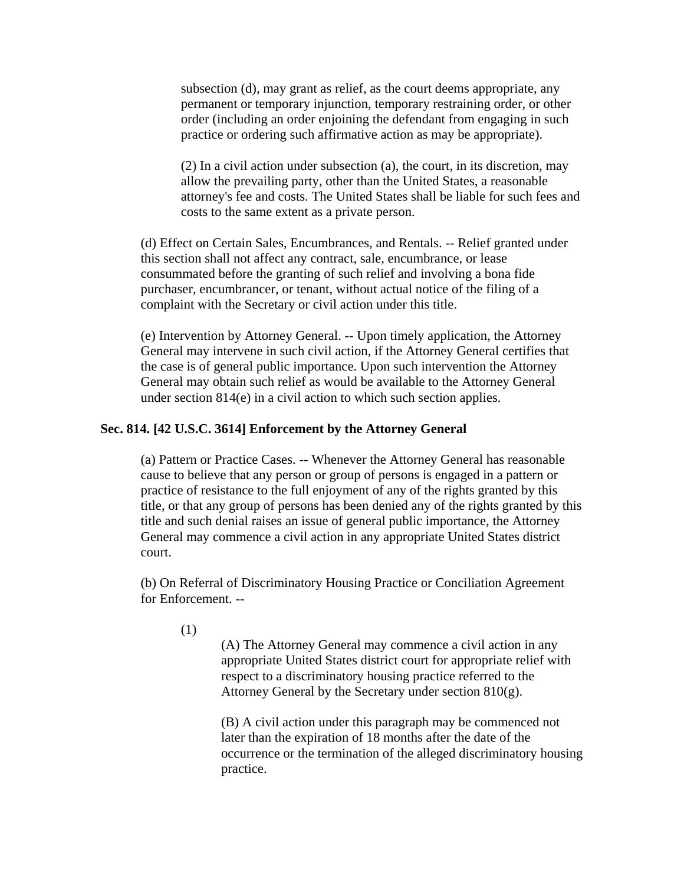subsection (d), may grant as relief, as the court deems appropriate, any permanent or temporary injunction, temporary restraining order, or other order (including an order enjoining the defendant from engaging in such practice or ordering such affirmative action as may be appropriate).

(2) In a civil action under subsection (a), the court, in its discretion, may allow the prevailing party, other than the United States, a reasonable attorney's fee and costs. The United States shall be liable for such fees and costs to the same extent as a private person.

(d) Effect on Certain Sales, Encumbrances, and Rentals. -- Relief granted under this section shall not affect any contract, sale, encumbrance, or lease consummated before the granting of such relief and involving a bona fide purchaser, encumbrancer, or tenant, without actual notice of the filing of a complaint with the Secretary or civil action under this title.

(e) Intervention by Attorney General. -- Upon timely application, the Attorney General may intervene in such civil action, if the Attorney General certifies that the case is of general public importance. Upon such intervention the Attorney General may obtain such relief as would be available to the Attorney General under section 814(e) in a civil action to which such section applies.

### Sec. 814. [42 U.S.C. 3614] Enforcement by the Attorney General

(a) Pattern or Practice Cases. -- Whenever the Attorney General has reasonable cause to believe that any person or group of persons is engaged in a pattern or practice of resistance to the full enjoyment of any of the rights granted by this title, or that any group of persons has been denied any of the rights granted by this title and such denial raises an issue of general public importance, the Attorney General may commence a civil action in any appropriate United States district court.

(b) On Referral of Discriminatory Housing Practice or Conciliation Agreement for Enforcement. --

(1)

(A) The Attorney General may commence a civil action in any appropriate United States district court for appropriate relief with respect to a discriminatory housing practice referred to the Attorney General by the Secretary under section 810(g).

(B) A civil action under this paragraph may be commenced not later than the expiration of 18 months after the date of the occurrence or the termination of the alleged discriminatory housing practice.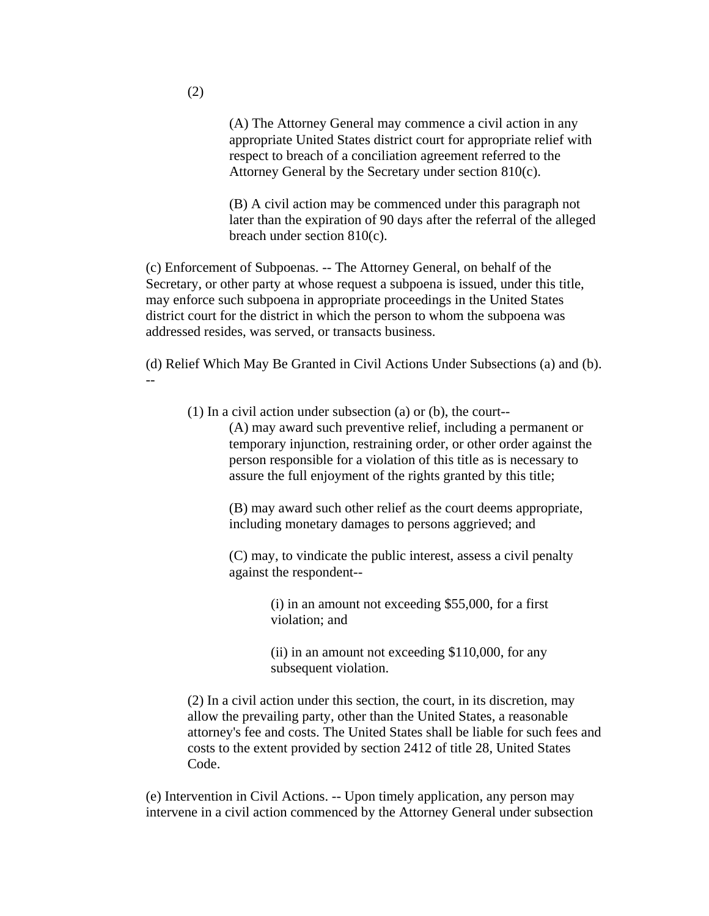(2)

(A) The Attorney General may commence a civil action in any appropriate United States district court for appropriate relief with respect to breach of a conciliation agreement referred to the Attorney General by the Secretary under section 810(c).

(B) A civil action may be commenced under this paragraph not later than the expiration of 90 days after the referral of the alleged breach under section 810(c).

(c) Enforcement of Subpoenas. -- The Attorney General, on behalf of the Secretary, or other party at whose request a subpoena is issued, under this title, may enforce such subpoena in appropriate proceedings in the United States district court for the district in which the person to whom the subpoena was addressed resides, was served, or transacts business.

(d) Relief Which May Be Granted in Civil Actions Under Subsections (a) and (b). --

(1) In a civil action under subsection (a) or (b), the court--

(A) may award such preventive relief, including a permanent or temporary injunction, restraining order, or other order against the person responsible for a violation of this title as is necessary to assure the full enjoyment of the rights granted by this title;

(B) may award such other relief as the court deems appropriate, including monetary damages to persons aggrieved; and

(C) may, to vindicate the public interest, assess a civil penalty against the respondent--

(i) in an amount not exceeding $55,000, for a first violation; and

(ii) in an amount not exceeding $110,000, for any subsequent violation.

(2) In a civil action under this section, the court, in its discretion, may allow the prevailing party, other than the United States, a reasonable attorney's fee and costs. The United States shall be liable for such fees and costs to the extent provided by section 2412 of title 28, United States Code.

(e) Intervention in Civil Actions. -- Upon timely application, any person may intervene in a civil action commenced by the Attorney General under subsection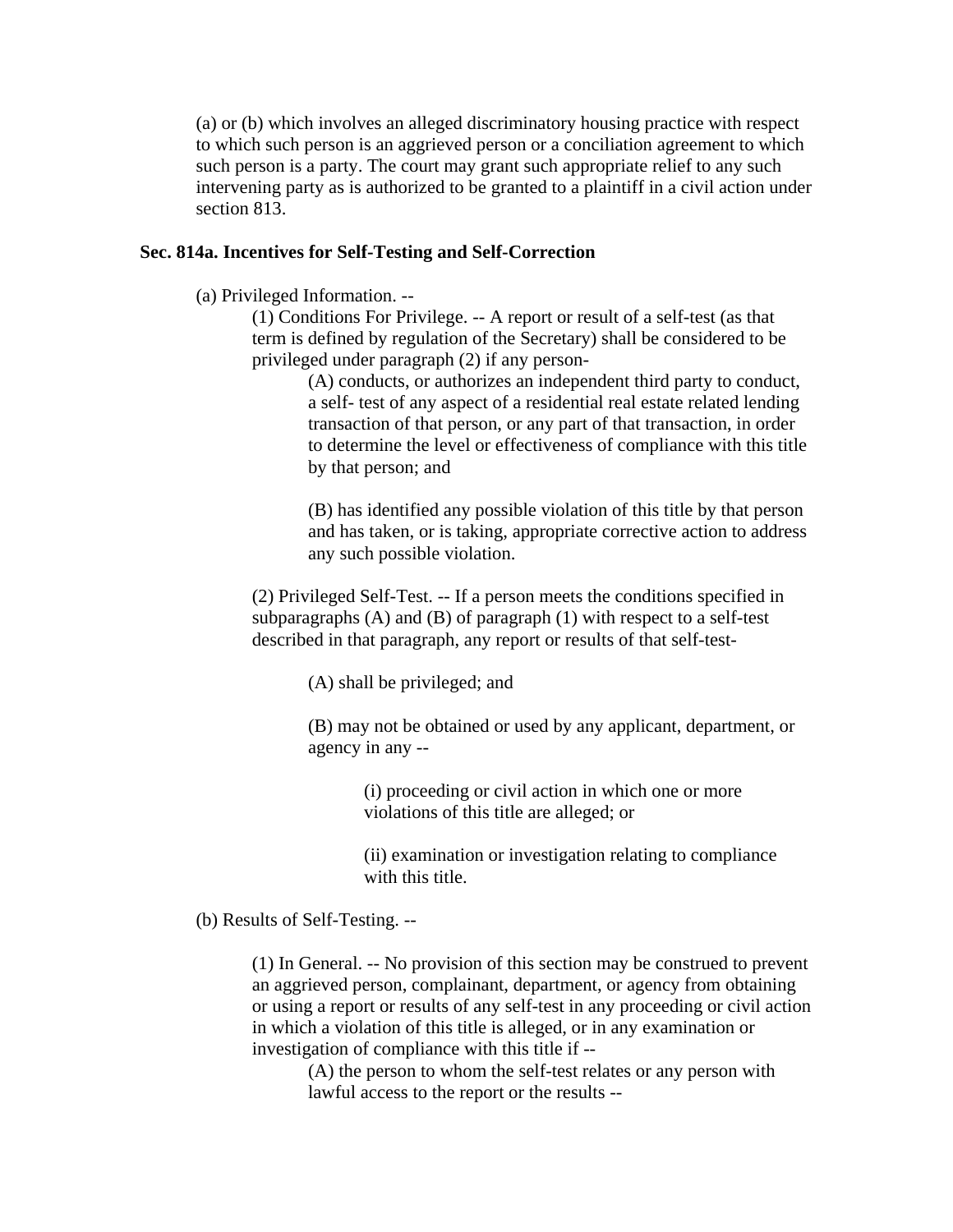(a) or (b) which involves an alleged discriminatory housing practice with respect to which such person is an aggrieved person or a conciliation agreement to which such person is a party. The court may grant such appropriate relief to any such intervening party as is authorized to be granted to a plaintiff in a civil action under section 813.

**Sec. 814a. Incentives for Self-Testing and Self-Correction**

(a) Privileged Information. --

(1) Conditions For Privilege. -- A report or result of a self-test (as that term is defined by regulation of the Secretary) shall be considered to be privileged under paragraph (2) if any person-

(A) conducts, or authorizes an independent third party to conduct, a self- test of any aspect of a residential real estate related lending transaction of that person, or any part of that transaction, in order to determine the level or effectiveness of compliance with this title by that person; and

(B) has identified any possible violation of this title by that person and has taken, or is taking, appropriate corrective action to address any such possible violation.

(2) Privileged Self-Test. -- If a person meets the conditions specified in subparagraphs (A) and (B) of paragraph (1) with respect to a self-test described in that paragraph, any report or results of that self-test-

(A) shall be privileged; and

(B) may not be obtained or used by any applicant, department, or agency in any --

(i) proceeding or civil action in which one or more violations of this title are alleged; or

(ii) examination or investigation relating to compliance with this title.

(b) Results of Self-Testing. --

(1) In General. -- No provision of this section may be construed to prevent an aggrieved person, complainant, department, or agency from obtaining or using a report or results of any self-test in any proceeding or civil action in which a violation of this title is alleged, or in any examination or investigation of compliance with this title if --

(A) the person to whom the self-test relates or any person with lawful access to the report or the results --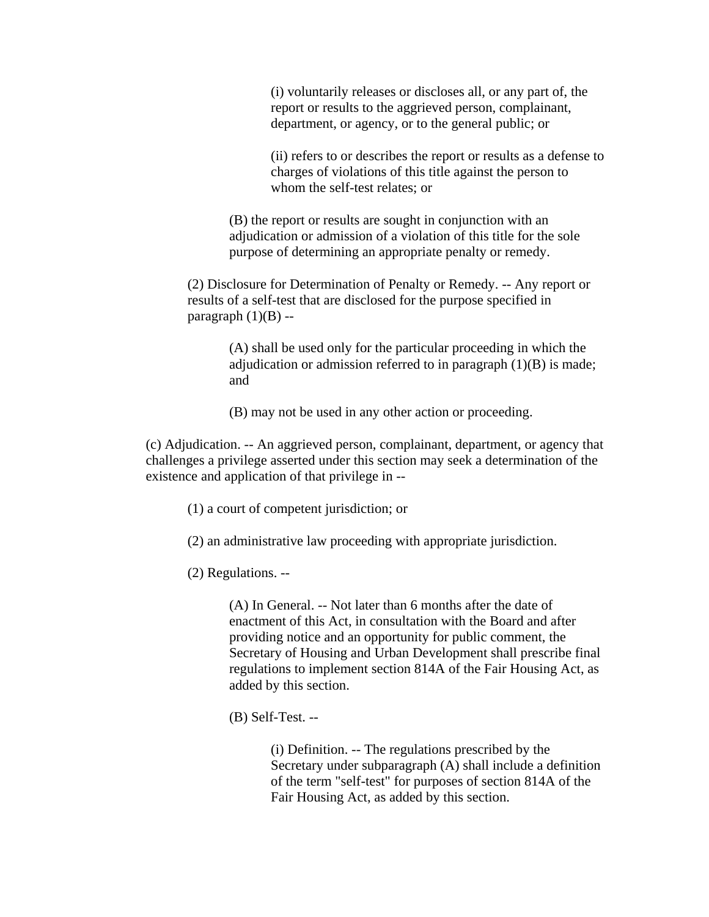(i) voluntarily releases or discloses all, or any part of, the report or results to the aggrieved person, complainant, department, or agency, or to the general public; or

(ii) refers to or describes the report or results as a defense to charges of violations of this title against the person to whom the self-test relates; or

(B) the report or results are sought in conjunction with an adjudication or admission of a violation of this title for the sole purpose of determining an appropriate penalty or remedy.

(2) Disclosure for Determination of Penalty or Remedy. -- Any report or results of a self-test that are disclosed for the purpose specified in paragraph (1)(B) --

(A) shall be used only for the particular proceeding in which the adjudication or admission referred to in paragraph (1)(B) is made; and

(B) may not be used in any other action or proceeding.

(c) Adjudication. -- An aggrieved person, complainant, department, or agency that challenges a privilege asserted under this section may seek a determination of the existence and application of that privilege in --

(1) a court of competent jurisdiction; or

(2) an administrative law proceeding with appropriate jurisdiction.

(2) Regulations. --

(A) In General. -- Not later than 6 months after the date of enactment of this Act, in consultation with the Board and after providing notice and an opportunity for public comment, the Secretary of Housing and Urban Development shall prescribe final regulations to implement section 814A of the Fair Housing Act, as added by this section.

(B) Self-Test. --

(i) Definition. -- The regulations prescribed by the Secretary under subparagraph (A) shall include a definition of the term "self-test" for purposes of section 814A of the Fair Housing Act, as added by this section.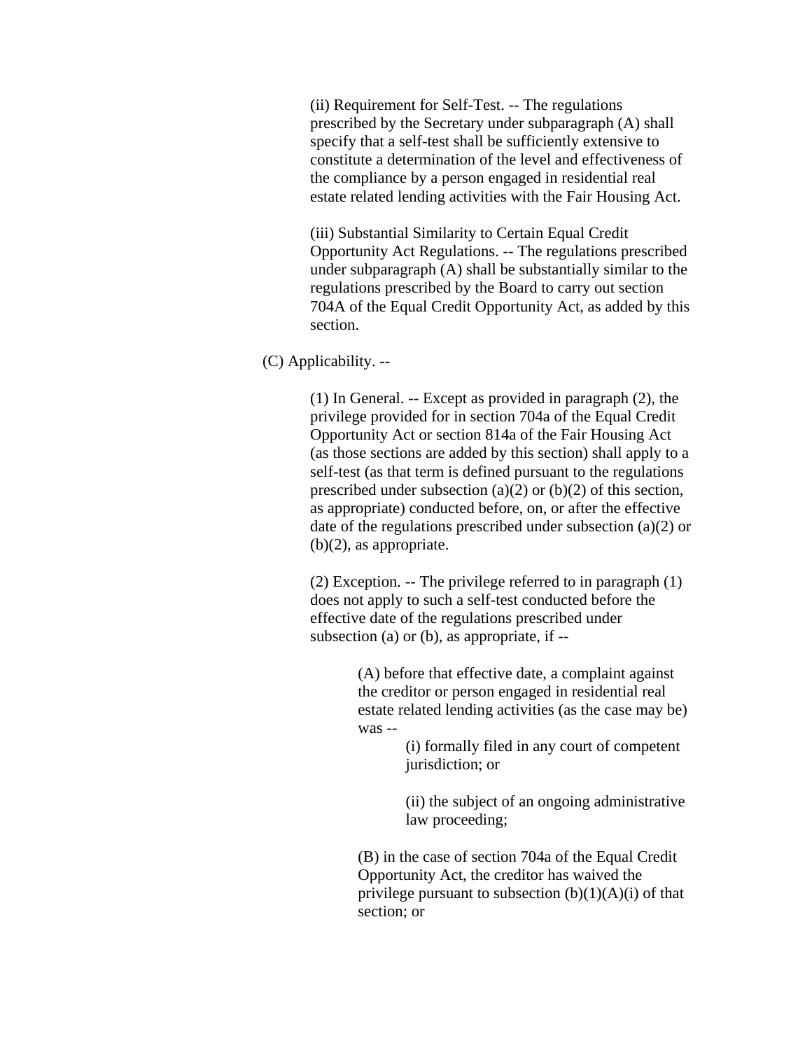(ii) Requirement for Self-Test. -- The regulations prescribed by the Secretary under subparagraph (A) shall specify that a self-test shall be sufficiently extensive to constitute a determination of the level and effectiveness of the compliance by a person engaged in residential real estate related lending activities with the Fair Housing Act.

(iii) Substantial Similarity to Certain Equal Credit Opportunity Act Regulations. -- The regulations prescribed under subparagraph (A) shall be substantially similar to the regulations prescribed by the Board to carry out section 704A of the Equal Credit Opportunity Act, as added by this section.

(C) Applicability. --

(1) In General. -- Except as provided in paragraph (2), the privilege provided for in section 704a of the Equal Credit Opportunity Act or section 814a of the Fair Housing Act (as those sections are added by this section) shall apply to a self-test (as that term is defined pursuant to the regulations prescribed under subsection (a)(2) or (b)(2) of this section, as appropriate) conducted before, on, or after the effective date of the regulations prescribed under subsection (a)(2) or (b)(2), as appropriate.

(2) Exception. -- The privilege referred to in paragraph (1) does not apply to such a self-test conducted before the effective date of the regulations prescribed under subsection (a) or (b), as appropriate, if --

(A) before that effective date, a complaint against the creditor or person engaged in residential real estate related lending activities (as the case may be) was --

(i) formally filed in any court of competent jurisdiction; or

(ii) the subject of an ongoing administrative law proceeding;

(B) in the case of section 704a of the Equal Credit Opportunity Act, the creditor has waived the privilege pursuant to subsection (b)(1)(A)(i) of that section; or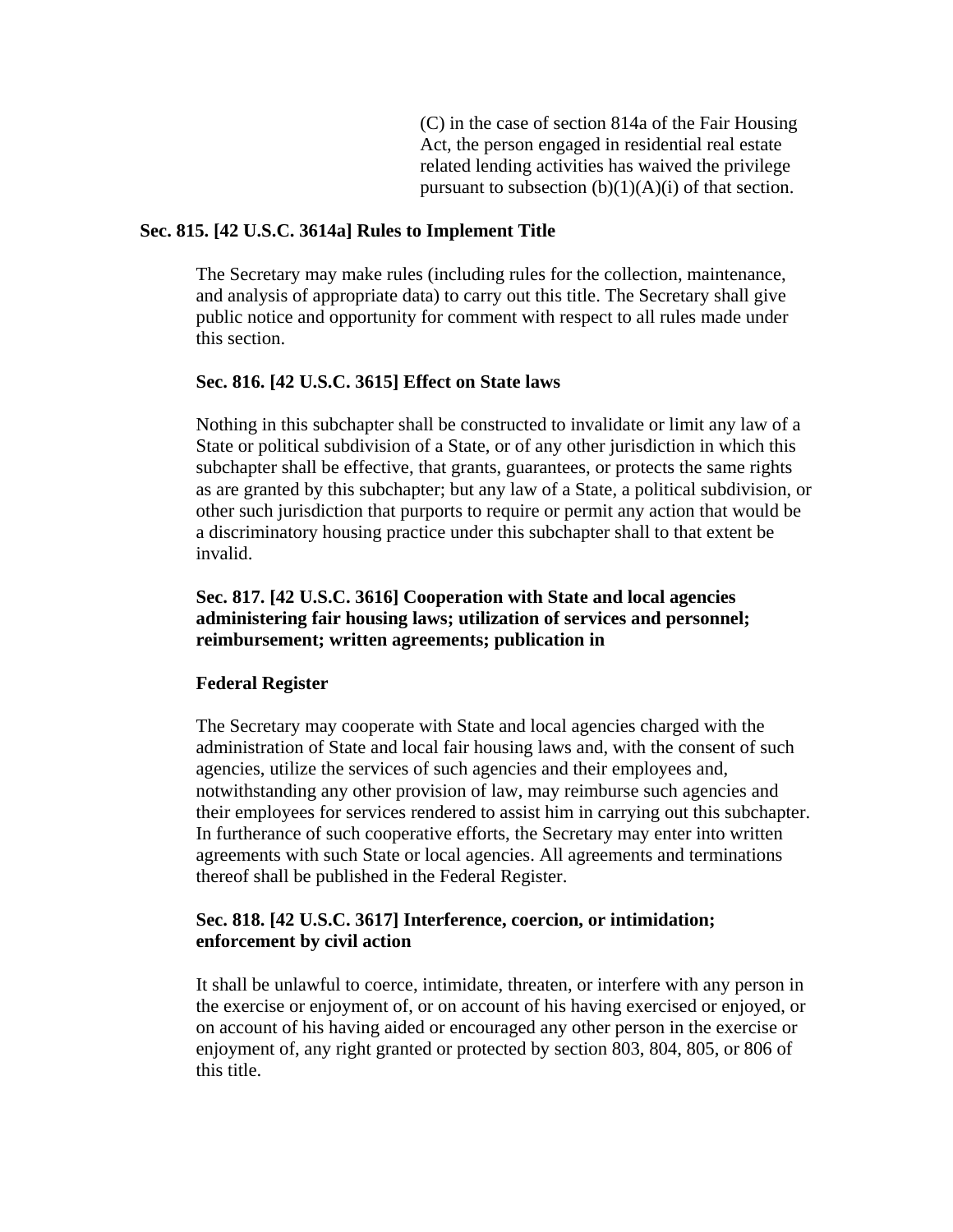(C) in the case of section 814a of the Fair Housing Act, the person engaged in residential real estate related lending activities has waived the privilege pursuant to subsection (b)(1)(A)(i) of that section.

### Sec. 815. [42 U.S.C. 3614a] Rules to Implement Title

The Secretary may make rules (including rules for the collection, maintenance, and analysis of appropriate data) to carry out this title. The Secretary shall give public notice and opportunity for comment with respect to all rules made under this section.

### Sec. 816. [42 U.S.C. 3615] Effect on State laws

Nothing in this subchapter shall be constructed to invalidate or limit any law of a State or political subdivision of a State, or of any other jurisdiction in which this subchapter shall be effective, that grants, guarantees, or protects the same rights as are granted by this subchapter; but any law of a State, a political subdivision, or other such jurisdiction that purports to require or permit any action that would be a discriminatory housing practice under this subchapter shall to that extent be invalid.

### Sec. 817. [42 U.S.C. 3616] Cooperation with State and local agencies administering fair housing laws; utilization of services and personnel; reimbursement; written agreements; publication in

### Federal Register

The Secretary may cooperate with State and local agencies charged with the administration of State and local fair housing laws and, with the consent of such agencies, utilize the services of such agencies and their employees and, notwithstanding any other provision of law, may reimburse such agencies and their employees for services rendered to assist him in carrying out this subchapter. In furtherance of such cooperative efforts, the Secretary may enter into written agreements with such State or local agencies. All agreements and terminations thereof shall be published in the Federal Register.

### Sec. 818. [42 U.S.C. 3617] Interference, coercion, or intimidation; enforcement by civil action

It shall be unlawful to coerce, intimidate, threaten, or interfere with any person in the exercise or enjoyment of, or on account of his having exercised or enjoyed, or on account of his having aided or encouraged any other person in the exercise or enjoyment of, any right granted or protected by section 803, 804, 805, or 806 of this title.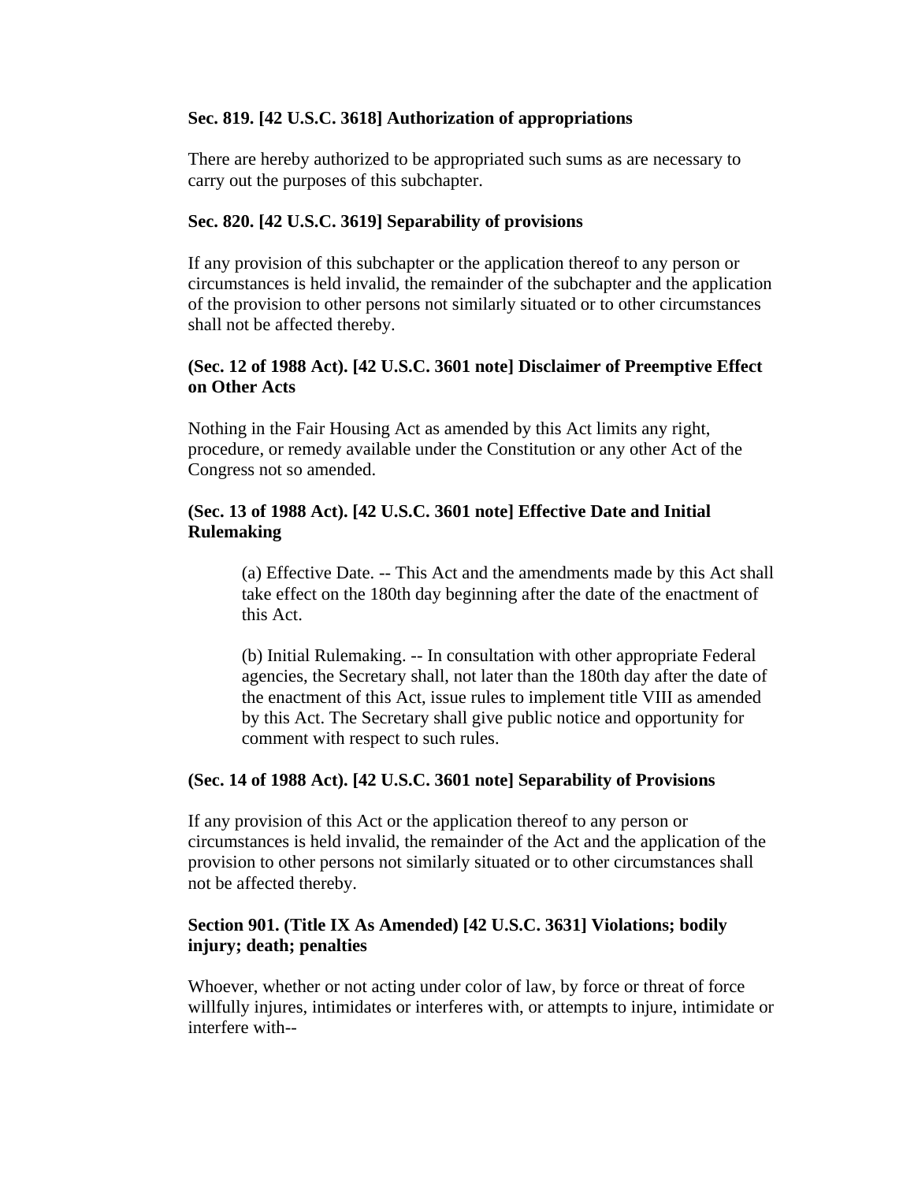**Sec. 819. [42 U.S.C. 3618] Authorization of appropriations**

There are hereby authorized to be appropriated such sums as are necessary to carry out the purposes of this subchapter.

**Sec. 820. [42 U.S.C. 3619] Separability of provisions**

If any provision of this subchapter or the application thereof to any person or circumstances is held invalid, the remainder of the subchapter and the application of the provision to other persons not similarly situated or to other circumstances shall not be affected thereby.

**(Sec. 12 of 1988 Act). [42 U.S.C. 3601 note] Disclaimer of Preemptive Effect on Other Acts**

Nothing in the Fair Housing Act as amended by this Act limits any right, procedure, or remedy available under the Constitution or any other Act of the Congress not so amended.

**(Sec. 13 of 1988 Act). [42 U.S.C. 3601 note] Effective Date and Initial Rulemaking**

> (a) Effective Date. -- This Act and the amendments made by this Act shall take effect on the 180th day beginning after the date of the enactment of this Act.
>
> (b) Initial Rulemaking. -- In consultation with other appropriate Federal agencies, the Secretary shall, not later than the 180th day after the date of the enactment of this Act, issue rules to implement title VIII as amended by this Act. The Secretary shall give public notice and opportunity for comment with respect to such rules.

**(Sec. 14 of 1988 Act). [42 U.S.C. 3601 note] Separability of Provisions**

If any provision of this Act or the application thereof to any person or circumstances is held invalid, the remainder of the Act and the application of the provision to other persons not similarly situated or to other circumstances shall not be affected thereby.

**Section 901. (Title IX As Amended) [42 U.S.C. 3631] Violations; bodily injury; death; penalties**

Whoever, whether or not acting under color of law, by force or threat of force willfully injures, intimidates or interferes with, or attempts to injure, intimidate or interfere with--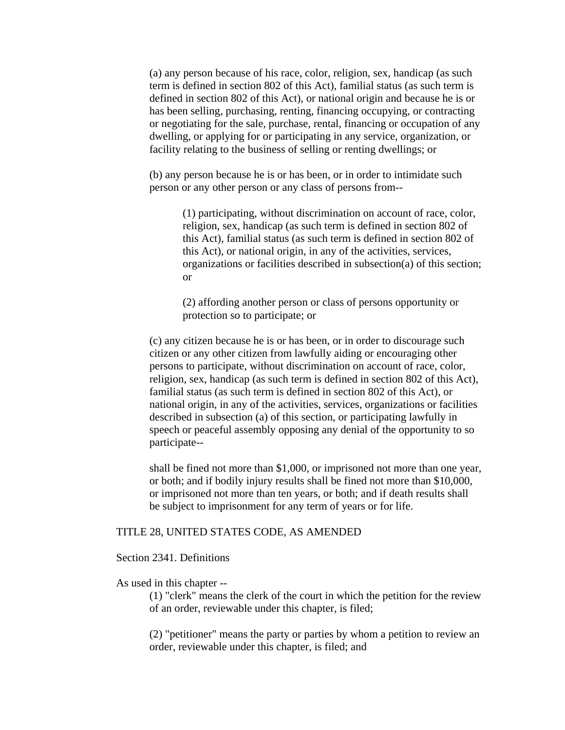(a) any person because of his race, color, religion, sex, handicap (as such term is defined in section 802 of this Act), familial status (as such term is defined in section 802 of this Act), or national origin and because he is or has been selling, purchasing, renting, financing occupying, or contracting or negotiating for the sale, purchase, rental, financing or occupation of any dwelling, or applying for or participating in any service, organization, or facility relating to the business of selling or renting dwellings; or

(b) any person because he is or has been, or in order to intimidate such person or any other person or any class of persons from--

> (1) participating, without discrimination on account of race, color, religion, sex, handicap (as such term is defined in section 802 of this Act), familial status (as such term is defined in section 802 of this Act), or national origin, in any of the activities, services, organizations or facilities described in subsection(a) of this section; or
>
> (2) affording another person or class of persons opportunity or protection so to participate; or

(c) any citizen because he is or has been, or in order to discourage such citizen or any other citizen from lawfully aiding or encouraging other persons to participate, without discrimination on account of race, color, religion, sex, handicap (as such term is defined in section 802 of this Act), familial status (as such term is defined in section 802 of this Act), or national origin, in any of the activities, services, organizations or facilities described in subsection (a) of this section, or participating lawfully in speech or peaceful assembly opposing any denial of the opportunity to so participate--

shall be fined not more than $1,000, or imprisoned not more than one year, or both; and if bodily injury results shall be fined not more than $10,000, or imprisoned not more than ten years, or both; and if death results shall be subject to imprisonment for any term of years or for life.

TITLE 28, UNITED STATES CODE, AS AMENDED

Section 2341. Definitions

As used in this chapter --

(1) "clerk" means the clerk of the court in which the petition for the review of an order, reviewable under this chapter, is filed;

(2) "petitioner" means the party or parties by whom a petition to review an order, reviewable under this chapter, is filed; and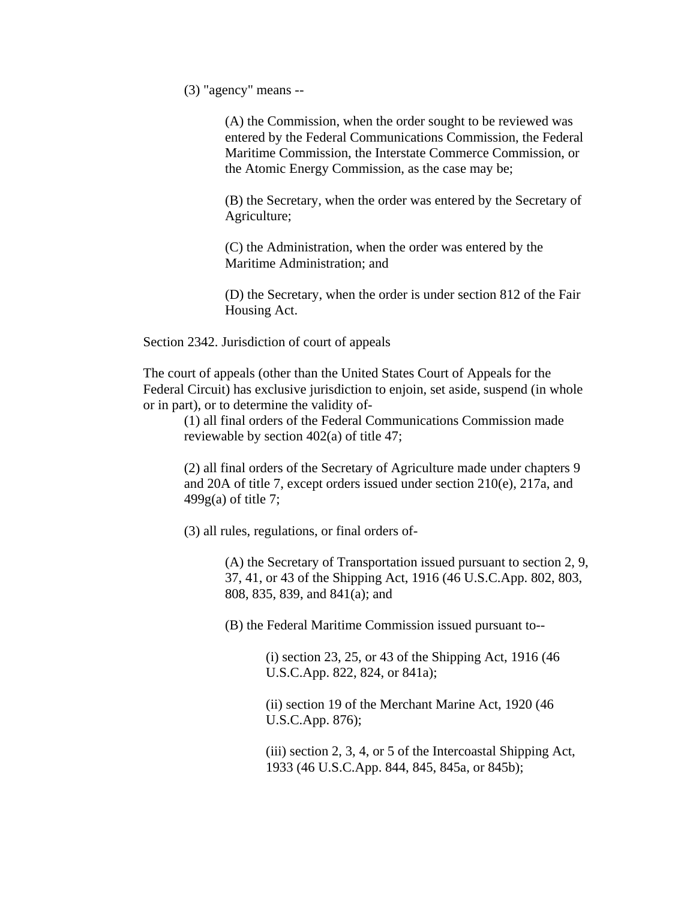(3) "agency" means --

> (A) the Commission, when the order sought to be reviewed was entered by the Federal Communications Commission, the Federal Maritime Commission, the Interstate Commerce Commission, or the Atomic Energy Commission, as the case may be;
>
> (B) the Secretary, when the order was entered by the Secretary of Agriculture;
>
> (C) the Administration, when the order was entered by the Maritime Administration; and
>
> (D) the Secretary, when the order is under section 812 of the Fair Housing Act.

Section 2342. Jurisdiction of court of appeals

The court of appeals (other than the United States Court of Appeals for the Federal Circuit) has exclusive jurisdiction to enjoin, set aside, suspend (in whole or in part), or to determine the validity of-

(1) all final orders of the Federal Communications Commission made reviewable by section 402(a) of title 47;

(2) all final orders of the Secretary of Agriculture made under chapters 9 and 20A of title 7, except orders issued under section 210(e), 217a, and 499g(a) of title 7;

(3) all rules, regulations, or final orders of-

> (A) the Secretary of Transportation issued pursuant to section 2, 9, 37, 41, or 43 of the Shipping Act, 1916 (46 U.S.C.App. 802, 803, 808, 835, 839, and 841(a); and
>
> (B) the Federal Maritime Commission issued pursuant to--
>
> > (i) section 23, 25, or 43 of the Shipping Act, 1916 (46 U.S.C.App. 822, 824, or 841a);
> >
> > (ii) section 19 of the Merchant Marine Act, 1920 (46 U.S.C.App. 876);
> >
> > (iii) section 2, 3, 4, or 5 of the Intercoastal Shipping Act, 1933 (46 U.S.C.App. 844, 845, 845a, or 845b);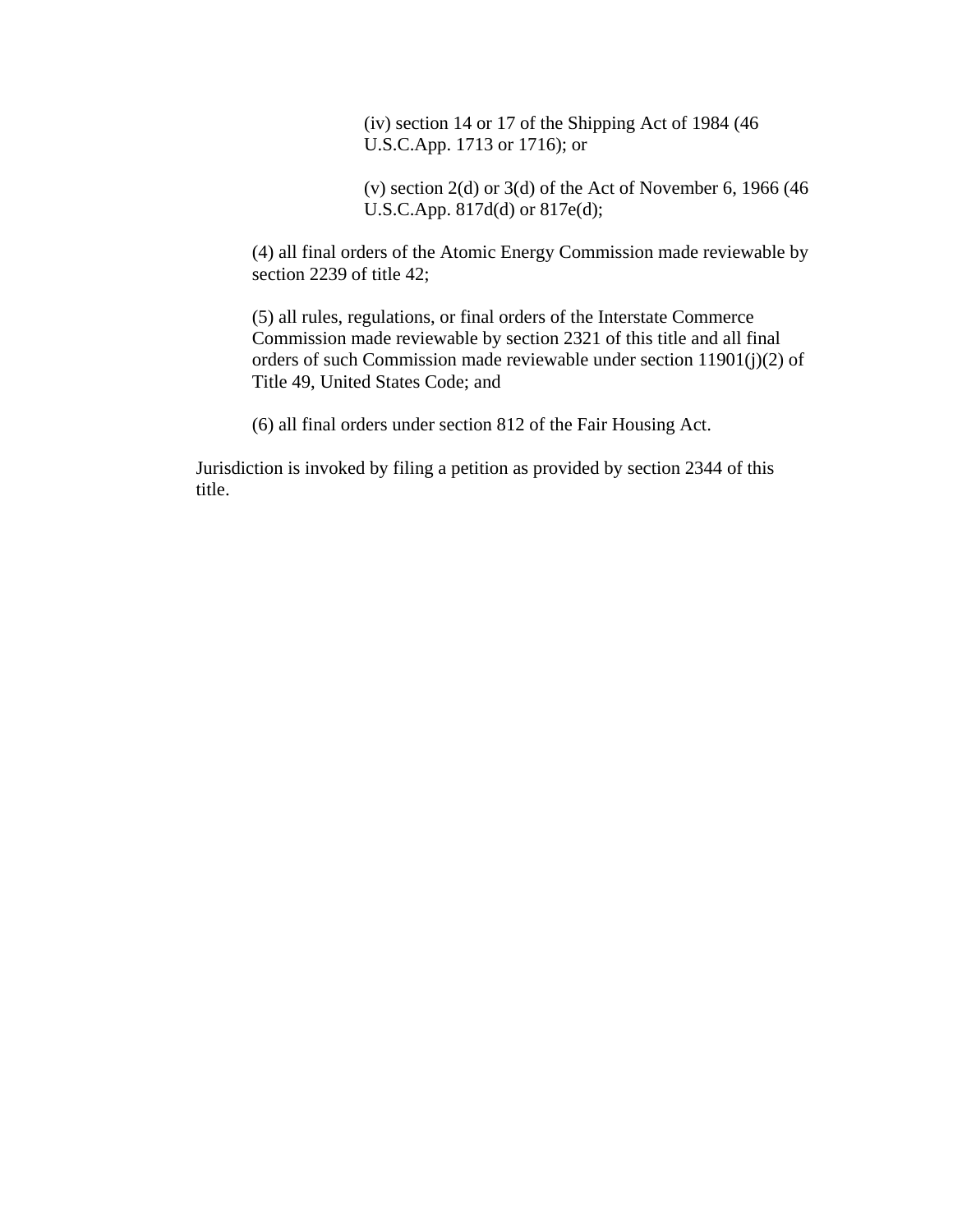(iv) section 14 or 17 of the Shipping Act of 1984 (46 U.S.C.App. 1713 or 1716); or

(v) section 2(d) or 3(d) of the Act of November 6, 1966 (46 U.S.C.App. 817d(d) or 817e(d);

(4) all final orders of the Atomic Energy Commission made reviewable by section 2239 of title 42;

(5) all rules, regulations, or final orders of the Interstate Commerce Commission made reviewable by section 2321 of this title and all final orders of such Commission made reviewable under section 11901(j)(2) of Title 49, United States Code; and

(6) all final orders under section 812 of the Fair Housing Act.

Jurisdiction is invoked by filing a petition as provided by section 2344 of this title.